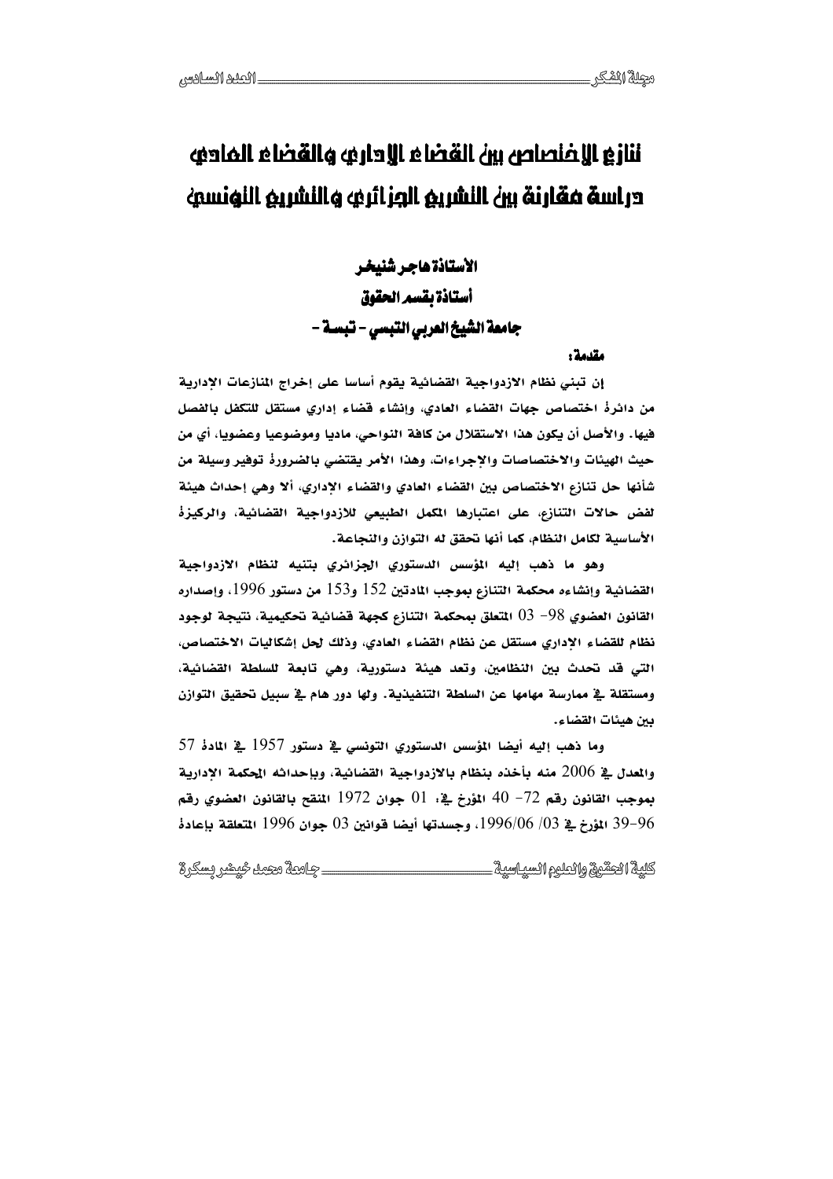# تنازع الاختصاص بين القضاء الإداري والقضاء العادي
# دراسة مقارنة بين التشريع الجزائري والتشريع التونسي

**الأستاذة هاجر شنيخر**

**أستاذة بقسم الحقوق**

**جامعة الشيخ العربي التبسي – تبسة –**

**مقدمة:**

إن تبني نظام الازدواجية القضائية يقوم أساسا على إخراج المنازعات الإدارية من دائرة اختصاص جهات القضاء العادي، وإنشاء قضاء إداري مستقل للتكفل بالفصل فيها. والأصل أن يكون هذا الاستقلال من كافة النواحي، ماديا وموضوعيا وعضويا، أي من حيث الهيئات والاختصاصات والإجراءات، وهذا الأمر يقتضي بالضرورة توفير وسيلة من شأنها حل تنازع الاختصاص بين القضاء العادي والقضاء الإداري، ألا وهي إحداث هيئة لفض حالات التنازع، على اعتبارها المكمل الطبيعي للازدواجية القضائية، والركيزة الأساسية لكامل النظام، كما أنها تحقق له التوازن والنجاعة.

وهو ما ذهب إليه المؤسس الدستوري الجزائري بتبنيه لنظام الازدواجية القضائية وإنشاءه محكمة التنازع بموجب المادتين 152 و153 من دستور 1996، وإصداره القانون العضوي 98- 03 المتعلق بمحكمة التنازع كجهة قضائية تحكيمية، نتيجة لوجود نظام للقضاء الإداري مستقل عن نظام القضاء العادي، وذلك لحل إشكاليات الاختصاص، التي قد تحدث بين النظامين، وتعد هيئة دستورية، وهي تابعة للسلطة القضائية، ومستقلة في ممارسة مهامها عن السلطة التنفيذية. ولها دور هام في سبيل تحقيق التوازن بين هيئات القضاء.

وما ذهب إليه أيضا المؤسس الدستوري التونسي في دستور 1957 في المادة 57 والمعدل في 2006 منه بأخذه بنظام بالازدواجية القضائية، وبإحداثه المحكمة الإدارية بموجب القانون رقم 72- 40 المؤرخ في: 01 جوان 1972 المنقح بالقانون العضوي رقم 96-39 المؤرخ في 03/ 1996/06، وجسدتها أيضا قوانين 03 جوان 1996 المتعلقة بإعادة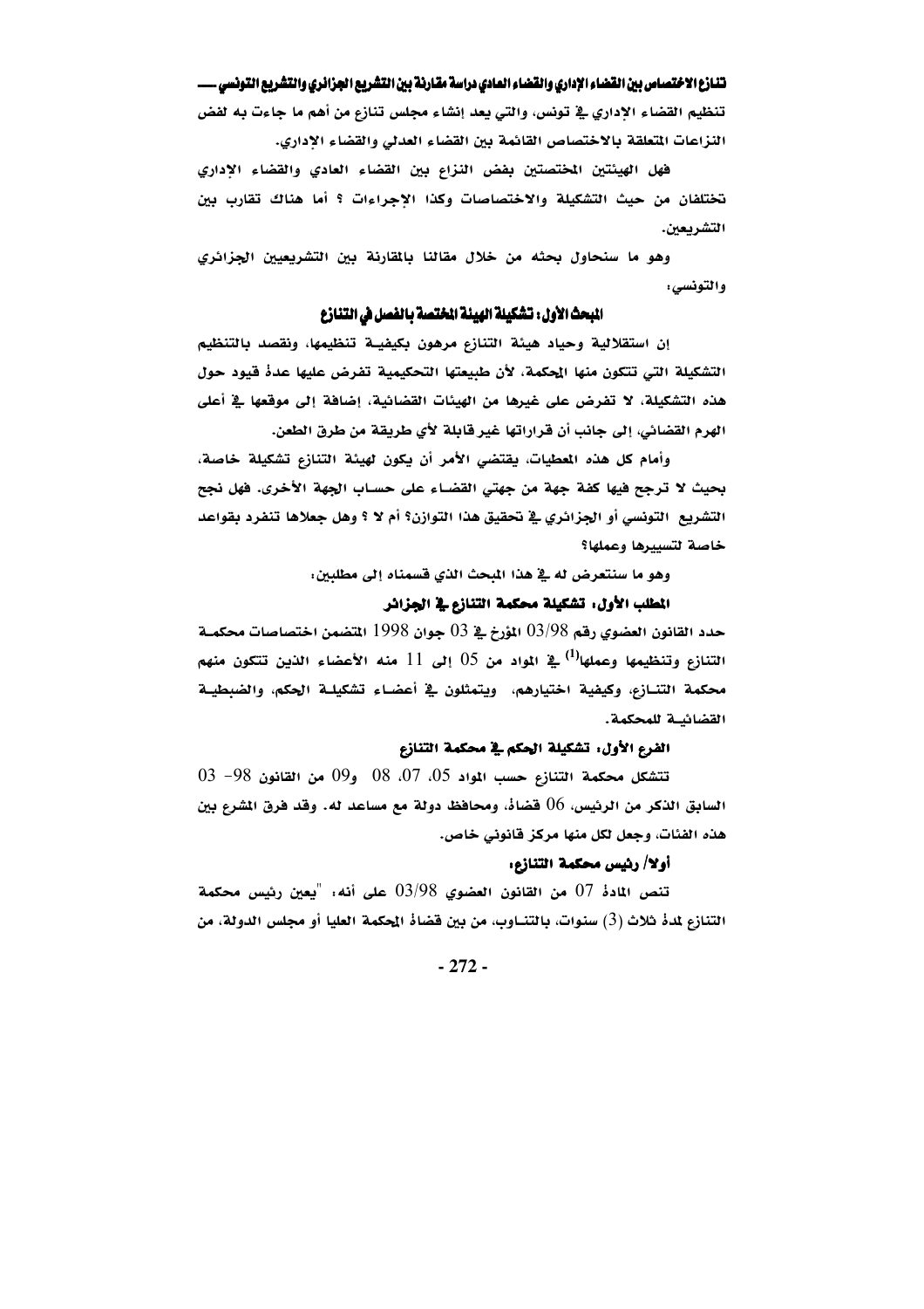تنظيم القضاء الإداري في تونس، والتي يعد إنشاء مجلس تنازع من أهم ما جاءت به لفض النزاعات المتعلقة بالاختصاص القائمة بين القضاء العدلي والقضاء الإداري.

فهل الهيئتين المختصتين بفض النزاع بين القضاء العادي والقضاء الإداري تختلفان من حيث التشكيلة والاختصاصات وكذا الإجراءات ؟ أما هناك تقارب بين التشريعين.

وهو ما سنحاول بحثه من خلال مقالنا بالمقارنة بين التشريعيين الجزائري والتونسي:

## المبحث الأول: تشكيلة الهيئة المختصة بالفصل في التنازع

إن استقلالية وحياد هيئة التنازع مرهون بكيفية تنظيمها، ونقصد بالتنظيم التشكيلة التي تتكون منها المحكمة، لأن طبيعتها التحكيمية تفرض عليها عدة قيود حول هذه التشكيلة، لا تفرض على غيرها من الهيئات القضائية، إضافة إلى موقعها في أعلى الهرم القضائي، إلى جانب أن قراراتها غير قابلة لأي طريقة من طرق الطعن.

وأمام كل هذه المعطيات، يقتضي الأمر أن يكون لهيئة التنازع تشكيلة خاصة، بحيث لا ترجح فيها كفة جهة من جهتي القضاء على حساب الجهة الأخرى. فهل نجح التشريع التونسي أو الجزائري في تحقيق هذا التوازن؟ أم لا ؟ وهل جعلاها تنفرد بقواعد خاصة لتسييرها وعملها؟

وهو ما سنتعرض له في هذا المبحث الذي قسمناه إلى مطلبين:

### المطلب الأول: تشكيلة محكمة التنازع في الجزائر

حدد القانون العضوي رقم 03/98 المؤرخ في 03 جوان 1998 المتضمن اختصاصات محكمة التنازع وتنظيمها وعملها[1] في المواد من 05 إلى 11 منه الأعضاء الذين تتكون منهم محكمة التنازع، وكيفية اختيارهم، ويتمثلون في أعضاء تشكيلة الحكم، والضبطية القضائية للمحكمة.

#### الفرع الأول: تشكيلة الحكم في محكمة التنازع

تتشكل محكمة التنازع حسب المواد 05، 07، 08 و09 من القانون 98- 03 السابق الذكر من الرئيس، 06 قضاة، ومحافظ دولة مع مساعد له. وقد فرق المشرع بين هذه الفئات، وجعل لكل منها مركز قانوني خاص.

##### أولا/ رئيس محكمة التنازع:

تنص المادة 07 من القانون العضوي 03/98 على أنه: "يعين رئيس محكمة التنازع لمدة ثلاث (3) سنوات، بالتناوب، من بين قضاة المحكمة العليا أو مجلس الدولة، من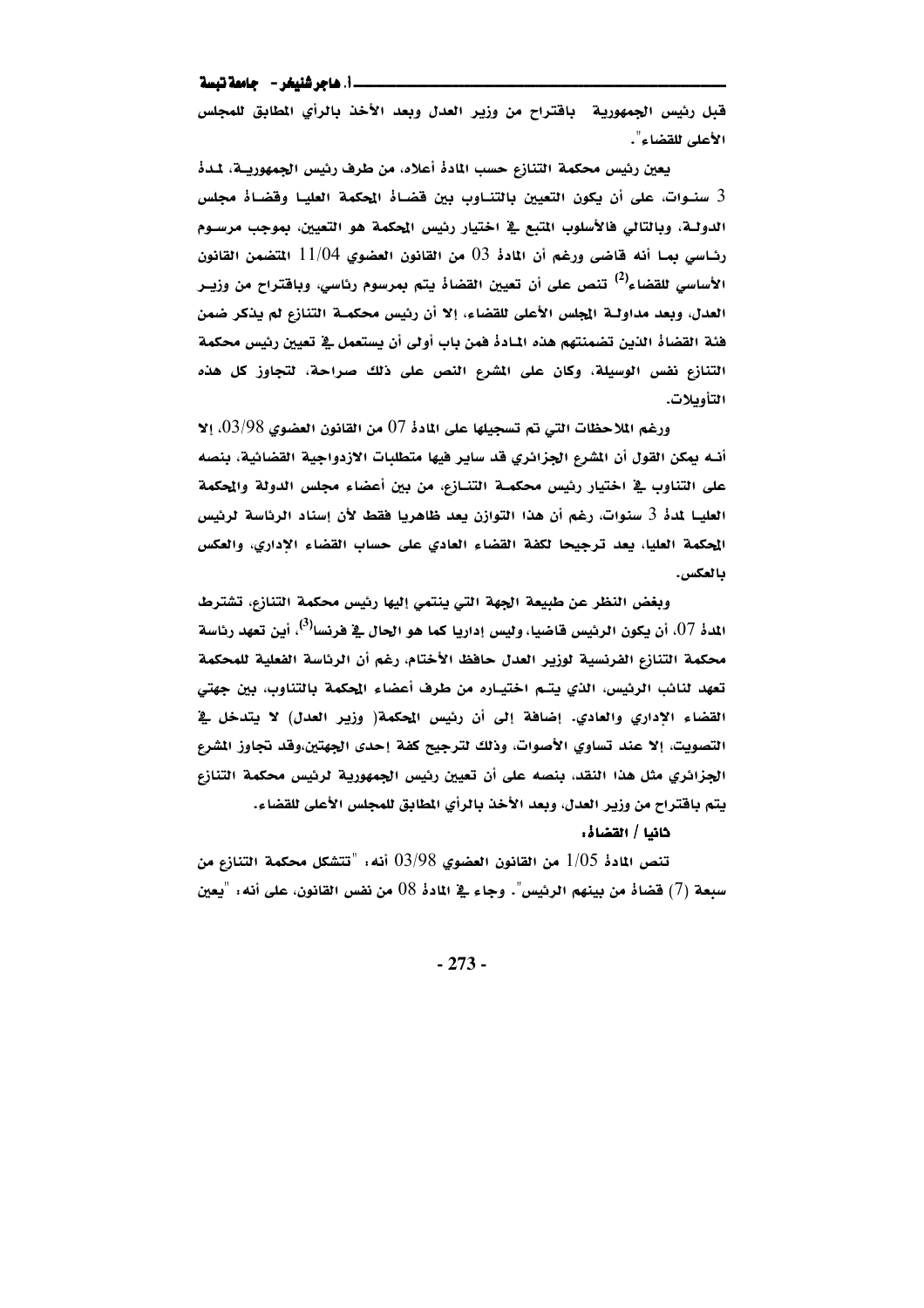قبل رئيس الجمهورية باقتراح من وزير العدل وبعد الأخذ بالرأي المطابق للمجلس الأعلى للقضاء".

يعين رئيس محكمة التنازع حسب المادة أعلاه، من طرف رئيس الجمهورية، لمدة 3 سنوات، على أن يكون التعيين بالتناوب بين قضاة المحكمة العليا وقضاة مجلس الدولة، وبالتالي فالأسلوب المتبع في اختيار رئيس المحكمة هو التعيين، بموجب مرسوم رئاسي بما أنه قاضي ورغم أن المادة 03 من القانون العضوي 11/04 المتضمن القانون الأساسي للقضاء[2] تنص على أن تعيين القضاة يتم بمرسوم رئاسي، وباقتراح من وزير العدل، وبعد مداولة المجلس الأعلى للقضاء، إلا أن رئيس محكمة التنازع لم يذكر ضمن فئة القضاة الذين تضمنتهم هذه المادة فمن باب أولى أن يستعمل في تعيين رئيس محكمة التنازع نفس الوسيلة، وكان على المشرع النص على ذلك صراحة، لتجاوز كل هذه التأويلات.

ورغم الملاحظات التي تم تسجيلها على المادة 07 من القانون العضوي 03/98، إلا أنه يمكن القول أن المشرع الجزائري قدساير فيها متطلبات الازدواجية القضائية، بنصه على التناوب في اختيار رئيس محكمة التنازع، من بين أعضاء مجلس الدولة والمحكمة العليا لمدة 3 سنوات، رغم أن هذا التوازن يعد ظاهريا فقط لأن إسناد الرئاسة لرئيس المحكمة العليا، يعد ترجيحا لكفة القضاء العادي على حساب القضاء الإداري، والعكس بالعكس.

وبغض النظر عن طبيعة الجهة التي ينتمي إليها رئيس محكمة التنازع، تشترط المدة 07، أن يكون الرئيس قاضيا، وليس إداريا كما هو الحال في فرنسا[3]، أين تعهد رئاسة محكمة التنازع الفرنسية لوزير العدل حافظ الأختام، رغم أن الرئاسة الفعلية للمحكمة تعهد لنائب الرئيس، الذي يتم اختياره من طرف أعضاء المحكمة بالتناوب، بين جهتي القضاء الإداري والعادي. إضافة إلى أن رئيس المحكمة( وزير العدل) لا يتدخل في التصويت، إلا عند تساوي الأصوات، وذلك لترجيح كفة إحدى الجهتين،وقد تجاوز المشرع الجزائري مثل هذا النقد، بنصه على أن تعيين رئيس الجمهورية لرئيس محكمة التنازع يتم باقتراح من وزير العدل، وبعد الأخذ بالرأي المطابق للمجلس الأعلى للقضاء.

**ثانيا / القضاة:**

تنص المادة 1/05 من القانون العضوي 03/98 أنه: "تتشكل محكمة التنازع من سبعة (7) قضاة من بينهم الرئيس". وجاء في المادة 08 من نفس القانون، على أنه: "يعين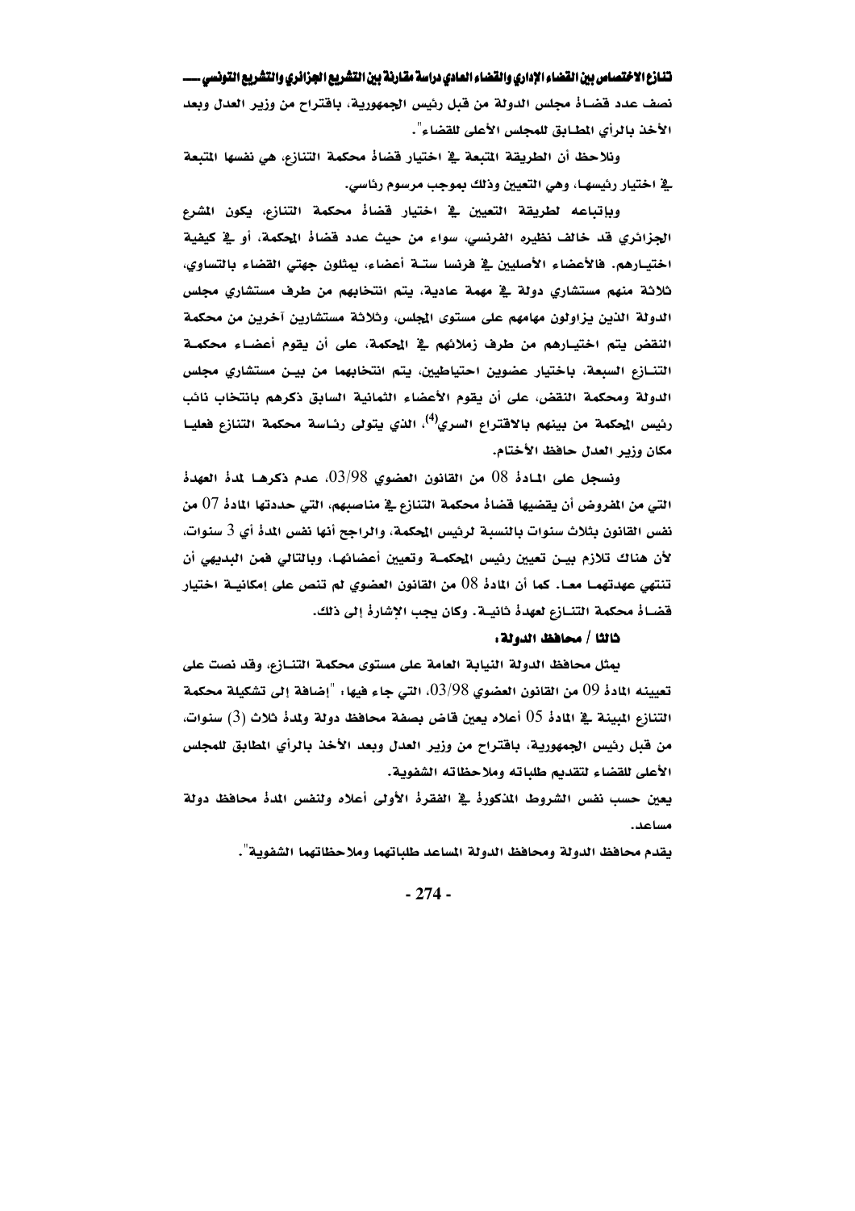نصف عدد قضاة مجلس الدولة من قبل رئيس الجمهورية، باقتراح من وزير العدل وبعد الأخذ بالرأي المطابق للمجلس الأعلى للقضاء".

ونلاحظ أن الطريقة المتبعة في اختيار قضاة محكمة التنازع، هي نفسها المتبعة في اختيار رئيسها، وهي التعيين وذلك بموجب مرسوم رئاسي.

وبإتباعه لطريقة التعيين في اختيار قضاة محكمة التنازع، يكون المشرع الجزائري قد خالف نظيره الفرنسي، سواء من حيث عدد قضاة المحكمة، أو في كيفية اختيارهم. فالأعضاء الأصليين في فرنسا ستة أعضاء، يمثلون جهتي القضاء بالتساوي، ثلاثة منهم مستشاري دولة في مهمة عادية، يتم انتخابهم من طرف مستشاري مجلس الدولة الذين يزاولون مهامهم على مستوى المجلس، وثلاثة مستشارين آخرين من محكمة النقض يتم اختيارهم من طرف زملائهم في المحكمة، على أن يقوم أعضاء محكمة التنازع السبعة، باختيار عضوين احتياطيين، يتم انتخابهما من بين مستشاري مجلس الدولة ومحكمة النقض، على أن يقوم الأعضاء الثمانية السابق ذكرهم بانتخاب نائب رئيس المحكمة من بينهم بالاقتراع السري[4]، الذي يتولى رئاسة محكمة التنازع فعليا مكان وزير العدل حافظ الأختام.

ونسجل على المادة 08 من القانون العضوي 03/98، عدم ذكرها لمدة العهدة التي من المفروض أن يقضيها قضاة محكمة التنازع في مناصبهم، التي حددتها المادة 07 من نفس القانون بثلاث سنوات بالنسبة لرئيس المحكمة، والراجح أنها نفس المدة أي 3 سنوات، لأن هناك تلازم بين تعيين رئيس المحكمة وتعيين أعضائها، وبالتالي فمن البديهي أن تنتهي عهدتهما معا. كما أن المادة 08 من القانون العضوي لم تنص على إمكانية اختيار قضاة محكمة التنازع لعهدة ثانية. وكان يجب الإشارة إلى ذلك.

### ثالثا / محافظ الدولة:

يمثل محافظ الدولة النيابة العامة على مستوى محكمة التنازع، وقد نصت على تعيينه المادة 09 من القانون العضوي 03/98، التي جاء فيها: "إضافة إلى تشكيلة محكمة التنازع المبينة في المادة 05 أعلاه يعين قاض بصفة محافظ دولة ولمدة ثلاث (3) سنوات، من قبل رئيس الجمهورية، باقتراح من وزير العدل وبعد الأخذ بالرأي المطابق للمجلس الأعلى للقضاء لتقديم طلباته وملاحظاته الشفوية.

يعين حسب نفس الشروط المذكورة في الفقرة الأولى أعلاه ولنفس المدة محافظ دولة مساعد.

يقدم محافظ الدولة ومحافظ الدولة المساعد طلباتهما وملاحظاتهما الشفوية".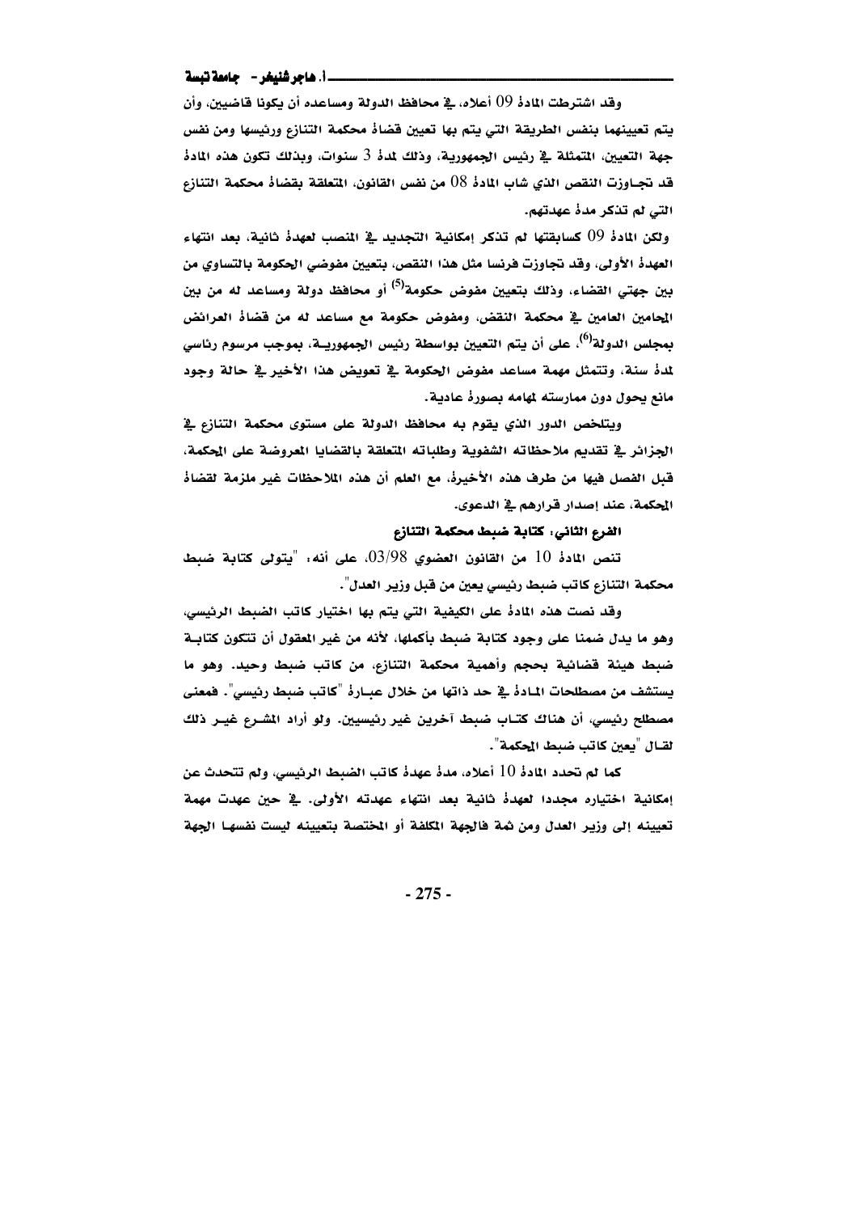وقد اشترطت المادة 09 أعلاه، في محافظ الدولة ومساعده أن يكونا قاضيين، وأن يتم تعيينهما بنفس الطريقة التي يتم بها تعيين قضاة محكمة التنازع ورئيسها ومن نفس جهة التعيين، المتمثلة في رئيس الجمهورية، وذلك لمدة 3 سنوات، وبذلك تكون هذه المادة قد تجاوزت النقص الذي شاب المادة 08 من نفس القانون، المتعلقة بقضاة محكمة التنازع التي لم تذكر مدة عهدتهم.

ولكن المادة 09 كسابقتها لم تذكر إمكانية التجديد في المنصب لعهدة ثانية، بعد انتهاء العهدة الأولى، وقد تجاوزت فرنسا مثل هذا النقص، بتعيين مفوضي الحكومة بالتساوي من بين جهتي القضاء، وذلك بتعيين مفوض حكومة[5] أو محافظ دولة ومساعد له من بين المحامين العامين في محكمة النقض، ومفوض حكومة مع مساعد له من قضاة العرائض بمجلس الدولة[6]، على أن يتم التعيين بواسطة رئيس الجمهورية، بموجب مرسوم رئاسي لمدة سنة، وتتمثل مهمة مساعد مفوض الحكومة في تعويض هذا الأخير في حالة وجود مانع يحول دون ممارسته لمهامه بصورة عادية.

ويتلخص الدور الذي يقوم به محافظ الدولة على مستوى محكمة التنازع في الجزائر في تقديم ملاحظاته الشفوية وطلباته المتعلقة بالقضايا المعروضة على المحكمة، قبل الفصل فيها من طرف هذه الأخيرة، مع العلم أن هذه الملاحظات غير ملزمة لقضاة المحكمة، عند إصدار قرارهم في الدعوى.

**الفرع الثاني: كتابة ضبط محكمة التنازع**

تنص المادة 10 من القانون العضوي 03/98، على أنه: "يتولى كتابة ضبط محكمة التنازع كاتب ضبط رئيسي يعين من قبل وزير العدل".

وقد نصت هذه المادة على الكيفية التي يتم بها اختيار كاتب الضبط الرئيسي، وهو ما يدل ضمنا على وجود كتابة ضبط بأكملها، لأنه من غير المعقول أن تتكون كتابة ضبط هيئة قضائية بحجم وأهمية محكمة التنازع، من كاتب ضبط وحيد. وهو ما يستشف من مصطلحات المادة في حد ذاتها من خلال عبارة "كاتب ضبط رئيسي". فمعنى مصطلح رئيسي، أن هناك كتاب ضبط آخرين غير رئيسيين. ولو أراد المشرع غير ذلك لقال "يعين كاتب ضبط المحكمة".

كما لم تحدد المادة 10 أعلاه، مدة عهدة كاتب الضبط الرئيسي، ولم تتحدث عن إمكانية اختياره مجددا لعهدة ثانية بعد انتهاء عهدته الأولى. في حين عهدت مهمة تعيينه إلى وزير العدل ومن ثمة فالجهة المكلفة أو المختصة بتعيينه ليست نفسها الجهة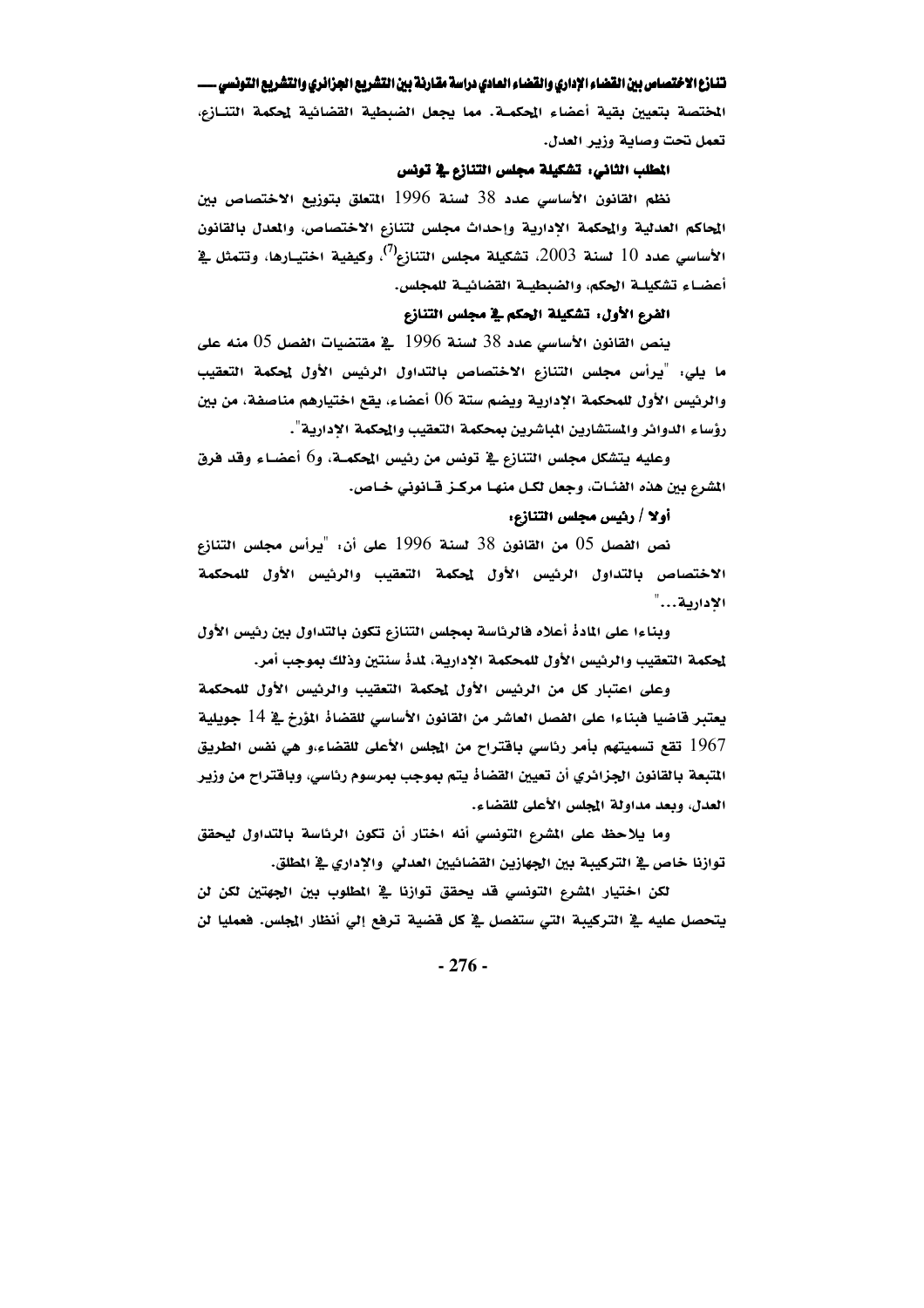المختصة بتعيين بقية أعضاء المحكمة. مما يجعل الضبطية القضائية لمحكمة التنازع، تعمل تحت وصاية وزير العدل.

### المطلب الثاني: تشكيلة مجلس التنازع في تونس

نظم القانون الأساسي عدد 38 لسنة 1996 المتعلق بتوزيع الاختصاص بين المحاكم العدلية والمحكمة الإدارية وإحداث مجلس لتنازع الاختصاص، والمعدل بالقانون الأساسي عدد 10 لسنة 2003، تشكيلة مجلس التنازع[7]، وكيفية اختيارها، وتتمثل في أعضاء تشكيلة الحكم، والضبطية القضائية للمجلس.

#### الفرع الأول: تشكيلة الحكم في مجلس التنازع

ينص القانون الأساسي عدد 38 لسنة 1996 في مقتضيات الفصل 05 منه على ما يلي: "يرأس مجلس التنازع الاختصاص بالتداول الرئيس الأول لمحكمة التعقيب والرئيس الأول للمحكمة الإدارية ويضم ستة 06 أعضاء، يقع اختيارهم مناصفة، من بين رؤساء الدوائر والمستشارين المباشرين بمحكمة التعقيب والمحكمة الإدارية".

وعليه يتشكل مجلس التنازع في تونس من رئيس المحكمة، و6 أعضاء وقد فرق المشرع بين هذه الفئات، وجعل لكل منها مركز قانوني خاص.

**أولا / رئيس مجلس التنازع:**

نص الفصل 05 من القانون 38 لسنة 1996 على أن: "يرأس مجلس التنازع الاختصاص بالتداول الرئيس الأول لمحكمة التعقيب والرئيس الأول للمحكمة الإدارية..."

وبناءا على المادة أعلاه فالرئاسة بمجلس التنازع تكون بالتداول بين رئيس الأول لمحكمة التعقيب والرئيس الأول للمحكمة الإدارية، لمدة سنتين وذلك بموجب أمر.

وعلى اعتبار كل من الرئيس الأول لمحكمة التعقيب والرئيس الأول للمحكمة يعتبر قاضيا فبناءا على الفصل العاشر من القانون الأساسي للقضاة المؤرخ في 14 جويلية 1967 تقع تسميتهم بأمر رئاسي باقتراح من المجلس الأعلى للقضاء،و هي نفس الطريق المتبعة بالقانون الجزائري أن تعيين القضاة يتم بموجب بمرسوم رئاسي، وباقتراح من وزير العدل، وبعد مداولة المجلس الأعلى للقضاء.

وما يلاحظ على المشرع التونسي أنه اختار أن تكون الرئاسة بالتداول ليحقق توازنا خاص في التركيبة بين الجهازين القضائيين العدلي والإداري في المطلق.

لكن اختيار المشرع التونسي قد يحقق توازنا في المطلوب بين الجهتين لكن لن يتحصل عليه في التركيبة التي ستفصل في كل قضية ترفع إلي أنظار المجلس. فعمليا لن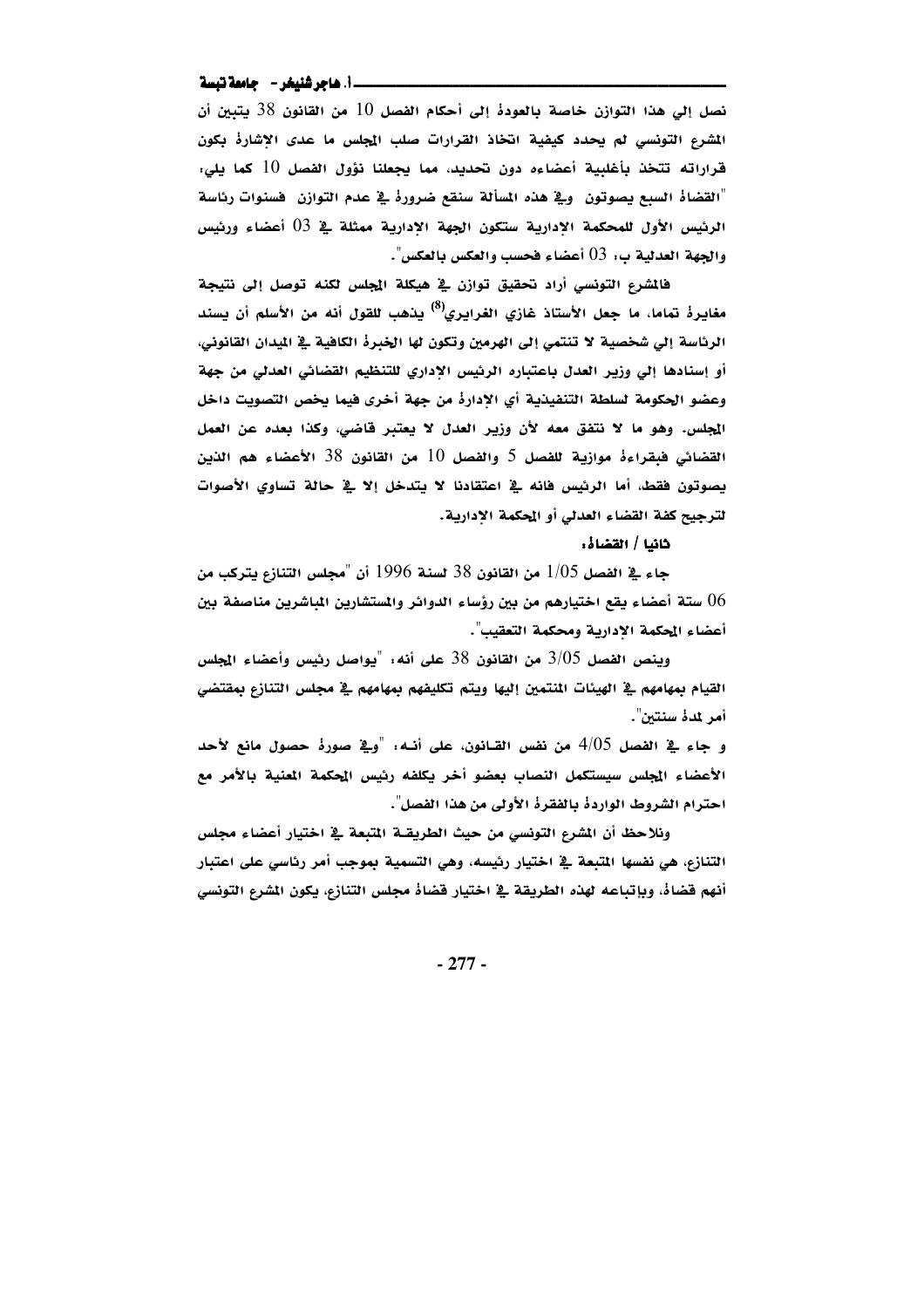نصل إلي هذا التوازن خاصة بالعودة إلى أحكام الفصل 10 من القانون 38 يتبين أن المشرع التونسي لم يحدد كيفية اتخاذ القرارات صلب المجلس ما عدى الإشارة بكون قراراته تتخذ بأغلبية أعضاءه دون تحديد، مما يجعلنا نؤول الفصل 10 كما يلي: "القضاة السبع يصوتون وفي هذه المسألة ستقع ضرورة في عدم التوازن فسنوات رئاسة الرئيس الأول للمحكمة الإدارية ستكون الجهة الإدارية ممثلة في 03 أعضاء ورئيس والجهة العدلية ب: 03 أعضاء فحسب والعكس بالعكس".

فالمشرع التونسي أراد تحقيق توازن في هيكلة المجلس لكنه توصل إلى نتيجة مغايرة تماما، ما جعل الأستاذ غازي الغرايري[8] يذهب للقول أنه من الأسلم أن يسند الرئاسة إلي شخصية لا تنتمي إلى الهرمين وتكون لها الخبرة الكافية في الميدان القانوني، أو إسنادها إلي وزير العدل باعتباره الرئيس الإداري للتنظيم القضائي العدلي من جهة وعضو الحكومة لسلطة التنفيذية أي الإدارة من جهة أخرى فيما يخص التصويت داخل المجلس. وهو ما لا نتفق معه لأن وزير العدل لا يعتبر قاضي، وكذا بعده عن العمل القضائي فبقراءة موازية للفصل 5 والفصل 10 من القانون 38 الأعضاء هم الذين يصوتون فقط، أما الرئيس فانه في اعتقادنا لا يتدخل إلا في حالة تساوي الأصوات لترجيح كفة القضاء العدلي أو المحكمة الإدارية.

### ثانيا / القضاة:

جاء في الفصل 1/05 من القانون 38 لسنة 1996 أن "مجلس التنازع يتركب من 06 ستة أعضاء يقع اختيارهم من بين رؤساء الدوائر والمستشارين المباشرين مناصفة بين أعضاء المحكمة الإدارية ومحكمة التعقيب".

وينص الفصل 3/05 من القانون 38 على أنه: "يواصل رئيس وأعضاء المجلس القيام بمهامهم في الهيئات المنتمين إليها ويتم تكليفهم بمهامهم في مجلس التنازع بمقتضي أمر لمدة سنتين".

و جاء في الفصل 4/05 من نفس القانون، على أنه: "وفي صورة حصول مانع لأحد الأعضاء المجلس سيستكمل النصاب بعضو أخر يكلفه رئيس المحكمة المعنية بالأمر مع احترام الشروط الواردة بالفقرة الأولى من هذا الفصل".

ونلاحظ أن المشرع التونسي من حيث الطريقة المتبعة في اختيار أعضاء مجلس التنازع، هي نفسها المتبعة في اختيار رئيسه، وهي التسمية بموجب أمر رئاسي على اعتبار أنهم قضاة، وبإتباعه لهذه الطريقة في اختيار قضاة مجلس التنازع، يكون المشرع التونسي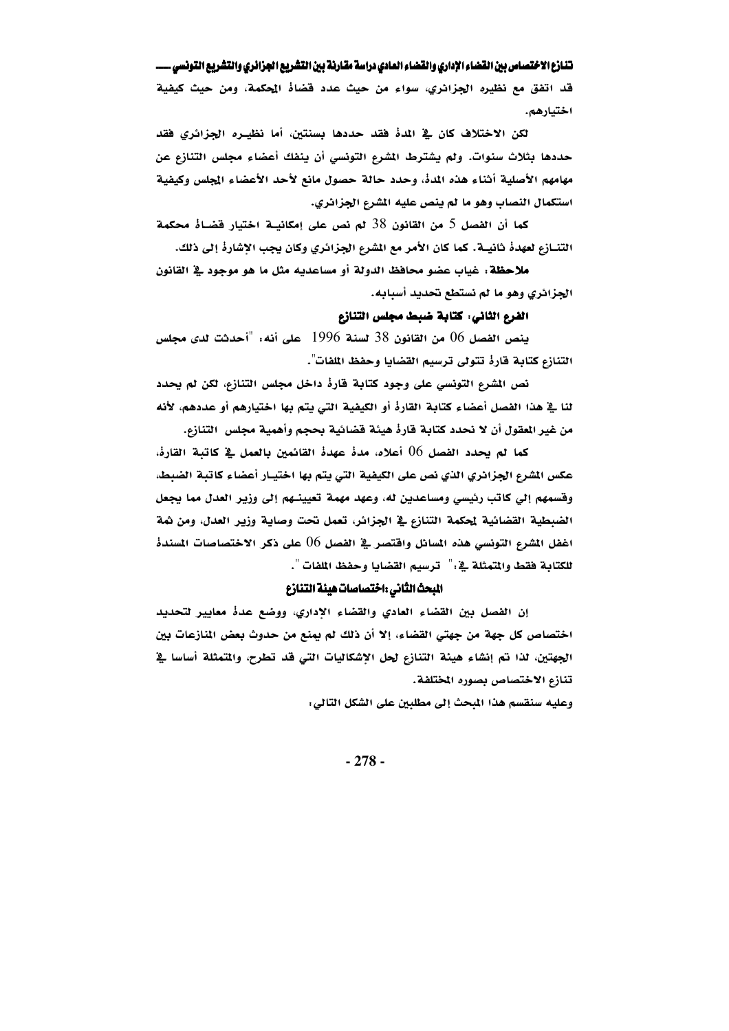قد اتفق مع نظيره الجزائري، سواء من حيث عدد قضاة المحكمة، ومن حيث كيفية اختيارهم.

لكن الاختلاف كان في المدة فقد حددها بسنتين، أما نظيره الجزائري فقد حددها بثلاث سنوات. ولم يشترط المشرع التونسي أن ينفك أعضاء مجلس التنازع عن مهامهم الأصلية أثناء هذه المدة، وحدد حالة حصول مانع لأحد الأعضاء المجلس وكيفية استكمال النصاب وهو ما لم ينص عليه المشرع الجزائري.

كما أن الفصل 5 من القانون 38 لم نص على إمكانية اختيار قضاة محكمة التنازع لعهدة ثانية. كما كان الأمر مع المشرع الجزائري وكان يجب الإشارة إلى ذلك.

**ملاحظة:** غياب عضو محافظ الدولة أو مساعديه مثل ما هو موجود في القانون الجزائري وهو ما لم نستطع تحديد أسبابه.

### الفرع الثاني: كتابة ضبط مجلس التنازع

ينص الفصل 06 من القانون 38 لسنة 1996 على أنه: "أحدثت لدى مجلس التنازع كتابة قارة تتولى ترسيم القضايا وحفظ الملفات".

نص المشرع التونسي على وجود كتابة قارة داخل مجلس التنازع، لكن لم يحدد لنا في هذا الفصل أعضاء كتابة القارة أو الكيفية التي يتم بها اختيارهم أو عددهم، لأنه من غير المعقول أن لا نحدد كتابة قارة هيئة قضائية بحجم وأهمية مجلس التنازع.

كما لم يحدد الفصل 06 أعلاه، مدة عهدة القائمين بالعمل في كاتبة القارة، عكس المشرع الجزائري الذي نص على الكيفية التي يتم بها اختيار أعضاء كاتبة الضبط، وقسمهم إلى كاتب رئيسي ومساعدين له، وعهد مهمة تعيينهم إلى وزير العدل مما يجعل الضبطية القضائية لمحكمة التنازع في الجزائر، تعمل تحت وصاية وزير العدل، ومن ثمة اغفل المشرع التونسي هذه المسائل واقتصر في الفصل 06 على ذكر الاختصاصات المسندة للكتابة فقط والمتمثلة في:" ترسيم القضايا وحفظ الملفات ".

## المبحث الثاني: اختصاصات هيئة التنازع

إن الفصل بين القضاء العادي والقضاء الإداري، ووضع عدة معايير لتحديد اختصاص كل جهة من جهتي القضاء، إلا أن ذلك لم يمنع من حدوث بعض المنازعات بين الجهتين، لذا تم إنشاء هيئة التنازع لحل الإشكاليات التي قد تطرح، والمتمثلة أساسا في تنازع الاختصاص بصوره المختلفة.

وعليه سنقسم هذا المبحث إلى مطلبين على الشكل التالي: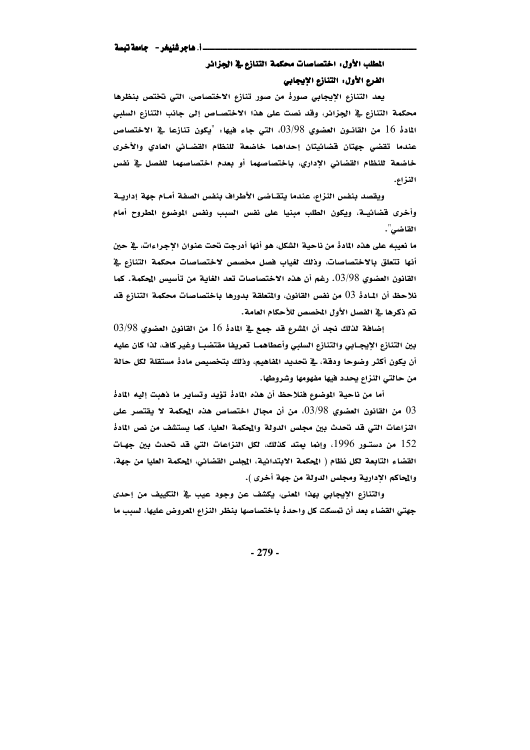### المطلب الأول: اختصاصات محكمة التنازع في الجزائر

#### الفرع الأول: التنازع الإيجابي

يعد التنازع الإيجابي صورة من صور تنازع الاختصاص، التي تختص بنظرها محكمة التنازع في الجزائر، وقد نصت على هذا الاختصاص إلى جانب التنازع السلبي المادة 16 من القانون العضوي 03/98، التي جاء فيها: "يكون تنازعا في الاختصاص عندما تقضي جهتان قضائيتان إحداهما خاضعة للنظام القضائي العادي والأخرى خاضعة للنظام القضائي الإداري، باختصاصهما أو بعدم اختصاصهما للفصل في نفس النزاع.

ويقصد بنفس النزاع، عندما يتقاضى الأطراف بنفس الصفة أمام جهة إدارية وأخرى قضائية، ويكون الطلب مبنيا على نفس السبب ونفس الموضوع المطروح أمام القاضي".

ما نعيبه على هذه المادة من ناحية الشكل، هو أنها أدرجت تحت عنوان الإجراءات، في حين أنها تتعلق بالاختصاصات، وذلك لغياب فصل مخصص لاختصاصات محكمة التنازع في القانون العضوي 03/98. رغم أن هذه الاختصاصات تعد الغاية من تأسيس المحكمة. كما نلاحظ أن المادة 03 من نفس القانون، والمتعلقة بدورها باختصاصات محكمة التنازع قد تم ذكرها في الفصل الأول المخصص للأحكام العامة.

إضافة لذلك نجد أن المشرع قد جمع في المادة 16 من القانون العضوي 03/98 بين التنازع الإيجابي والتنازع السلبي وأعطاهما تعريفا مقتضبا وغير كاف، لذا كان عليه أن يكون أكثر وضوحا ودقة، في تحديد المفاهيم، وذلك بتخصيص مادة مستقلة لكل حالة من حالتي النزاع يحدد فيها مفهومها وشروطها.

أما من ناحية الموضوع فنلاحظ أن هذه المادة تؤيد وتساير ما ذهبت إليه المادة 03 من القانون العضوي 03/98، من أن مجال اختصاص هذه المحكمة لا يقتصر على النزاعات التي قد تحدث بين مجلس الدولة والمحكمة العليا، كما يستشف من نص المادة 152 من دستور 1996، وإنما يمتد كذلك، لكل النزاعات التي قد تحدث بين جهات القضاء التابعة لكل نظام ( المحكمة الابتدائية، المجلس القضائي، المحكمة العليا من جهة، والمحاكم الإدارية ومجلس الدولة من جهة أخرى ).

والتنازع الإيجابي بهذا المعنى، يكشف عن وجود عيب في التكييف من إحدى جهتي القضاء بعد أن تمسكت كل واحدة باختصاصها بنظر النزاع المعروض عليها، لسبب ما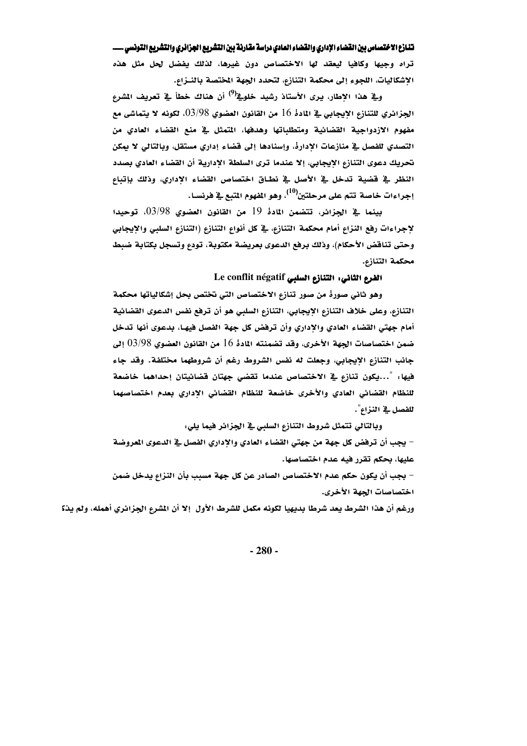تراه وجيها وكافيا ليعقد لها الاختصاص دون غيرها، لذلك يفضل لحل مثل هذه الإشكاليات، اللجوء إلى محكمة التنازع، لتحدد الجهة المختصة بالنـزاع.

وفي هذا الإطار، يرى الأستاذ رشيد خلوفي[9] أن هناك خطأ في تعريف المشرع الجزائري للتنازع الإيجابي في المادة 16 من القانون العضوي 03/98، لكونه لا يتماشى مع مفهوم الازدواجية القضائية ومتطلباتها وهدفها، المتمثل في منع القضاء العادي من التصدي للفصل في منازعات الإدارة، وإسنادها إلى قضاء إداري مستقل، وبالتالي لا يمكن تحريك دعوى التنازع الإيجابي، إلا عندما ترى السلطة الإدارية أن القضاء العادي بصدد النظر في قضية تدخل في الأصل في نطاق اختصاص القضاء الإداري، وذلك بإتباع إجراءات خاصة تتم على مرحلتين[10]، وهو المفهوم المتبع في فرنسا.

بينما في الجزائر، تتضمن المادة 19 من القانون العضوي 03/98، توحيدا لإجراءات رفع النزاع أمام محكمة التنازع، في كل أنواع التنازع (التنازع السلبي والإيجابي وحتى تناقض الأحكام)، وذلك برفع الدعوى بعريضة مكتوبة، تودع وتسجل بكتابة ضبط محكمة التنازع.

### الفرع الثاني: التنازع السلبي Le conflit négatif

وهو ثاني صورة من صور تنازع الاختصاص التي تختص بحل إشكالياتها محكمة التنازع، وعلى خلاف التنازع الإيجابي، التنازع السلبي هو أن ترفع نفس الدعوى القضائية أمام جهتي القضاء العادي والإداري وأن ترفض كل جهة الفصل فيها، بدعوى أنها تدخل ضمن اختصاصات الجهة الأخرى، وقد تضمنته المادة 16 من القانون العضوي 03/98 إلى جانب التنازع الإيجابي، وجعلت له نفس الشروط رغم أن شروطهما مختلفة. وقد جاء فيها: "...يكون تنازع في الاختصاص عندما تقضي جهتان قضائيتان إحداهما خاضعة للنظام القضائي العادي والأخرى خاضعة للنظام القضائي الإداري بعدم اختصاصهما للفصل في النزاع".

وبالتالي تتمثل شروط التنازع السلبي في الجزائر فيما يلي:

- يجب أن ترفض كل جهة من جهتي القضاء العادي والإداري الفصل في الدعوى المعروضة عليها، بحكم تقرر فيه عدم اختصاصها.
- يجب أن يكون حكم عدم الاختصاص الصادر عن كل جهة مسبب بأن النزاع يدخل ضمن اختصاصات الجهة الأخرى.

ورغم أن هذا الشرط يعد شرطا بديهيا لكونه مكمل للشرط الأول إلا أن المشرع الجزائري أهمله، ولم يذك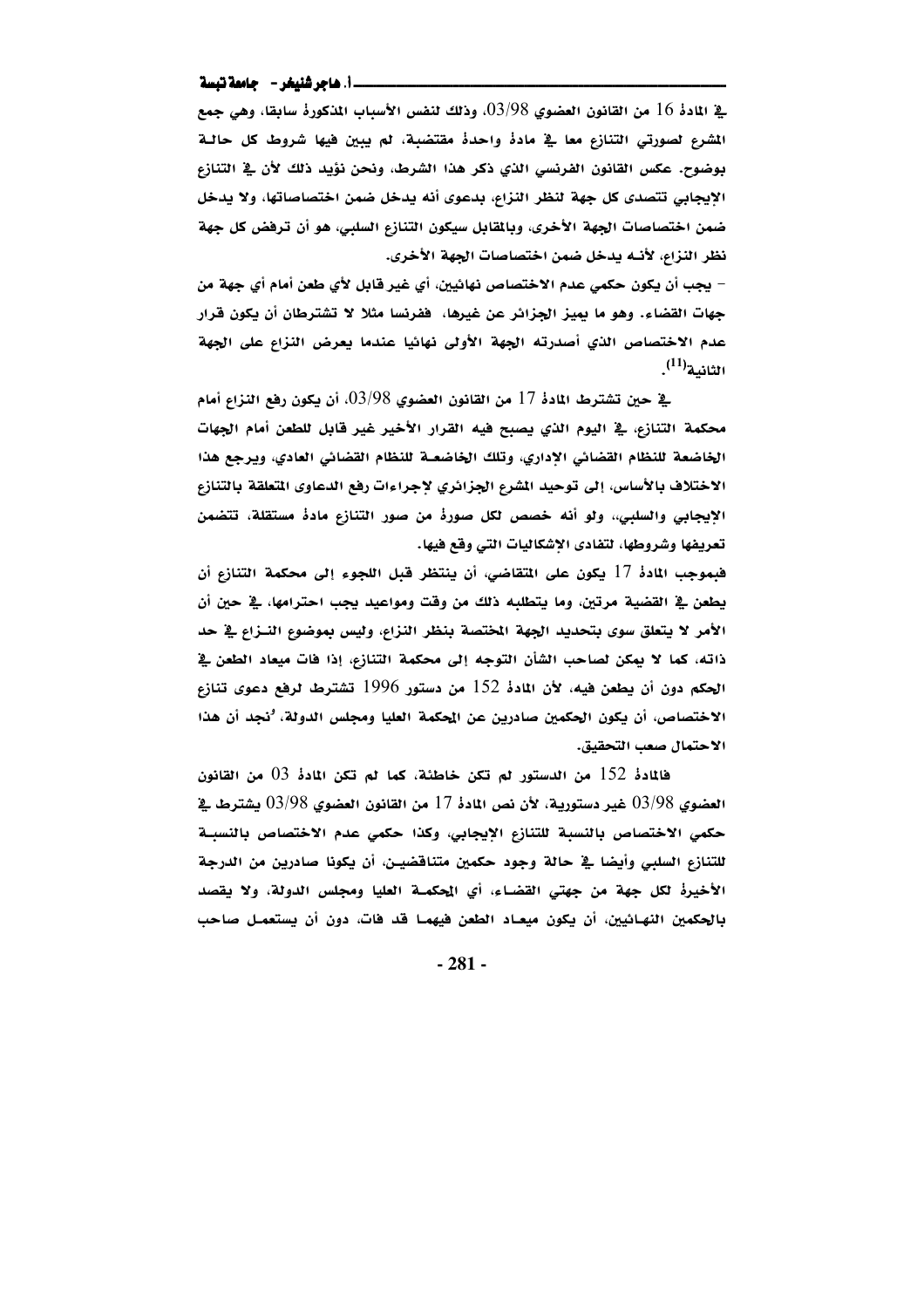في المادة 16 من القانون العضوي 03/98، وذلك لنفس الأسباب المذكورة سابقا، وهي جمع المشرع لصورتي التنازع معا في مادة واحدة مقتضبة، لم يبين فيها شروط كل حالة بوضوح. عكس القانون الفرنسي الذي ذكر هذا الشرط، ونحن نؤيد ذلك لأن في التنازع الإيجابي تتصدى كل جهة لنظر النزاع، بدعوى أنه يدخل ضمن اختصاصاتها، ولا يدخل ضمن اختصاصات الجهة الأخرى، وبالمقابل سيكون التنازع السلبي، هو أن ترفض كل جهة نظر النزاع، لأنه يدخل ضمن اختصاصات الجهة الأخرى.

- يجب أن يكون حكمي عدم الاختصاص نهائيين، أي غير قابل لأي طعن أمام أي جهة من جهات القضاء. وهو ما يميز الجزائر عن غيرها، ففرنسا مثلا لا تشترطان أن يكون قرار عدم الاختصاص الذي أصدرته الجهة الأولى نهائيا عندما يعرض النزاع على الجهة الثانية[11].

في حين تشترط المادة 17 من القانون العضوي 03/98، أن يكون رفع النزاع أمام محكمة التنازع، في اليوم الذي يصبح فيه القرار الأخير غير قابل للطعن أمام الجهات الخاضعة للنظام القضائي الإداري، وتلك الخاضعة للنظام القضائي العادي، ويرجع هذا الاختلاف بالأساس، إلى توحيد المشرع الجزائري لإجراءات رفع الدعاوى المتعلقة بالتنازع الإيجابي والسلبي،، ولو أنه خصص لكل صورة من صور التنازع مادة مستقلة، تتضمن تعريفها وشروطها، لتفادى الإشكاليات التي وقع فيها.

فبموجب المادة 17 يكون على المتقاضي، أن ينتظر قبل اللجوء إلى محكمة التنازع أن يطعن في القضية مرتين، وما يتطلبه ذلك من وقت ومواعيد يجب احترامها، في حين أن الأمر لا يتعلق سوى بتحديد الجهة المختصة بنظر النزاع، وليس بموضوع النزاع في حد ذاته، كما لا يمكن لصاحب الشأن التوجه إلى محكمة التنازع، إذا فات ميعاد الطعن في الحكم دون أن يطعن فيه، لأن المادة 152 من دستور 1996 تشترط لرفع دعوى تنازع الاختصاص، أن يكون الحكمين صادرين عن المحكمة العليا ومجلس الدولة، 'نجد أن هذا الاحتمال صعب التحقيق.

فالمادة 152 من الدستور لم تكن خاطئة، كما لم تكن المادة 03 من القانون العضوي 03/98 غير دستورية، لأن نص المادة 17 من القانون العضوي 03/98 يشترط في حكمي الاختصاص بالنسبة للتنازع الإيجابي، وكذا حكمي عدم الاختصاص بالنسبة للتنازع السلبي وأيضا في حالة وجود حكمين متناقضين، أن يكونا صادرين من الدرجة الأخيرة لكل جهة من جهتي القضاء، أي المحكمة العليا ومجلس الدولة، ولا يقصد بالحكمين النهائيين، أن يكون ميعاد الطعن فيهما قد فات، دون أن يستعمل صاحب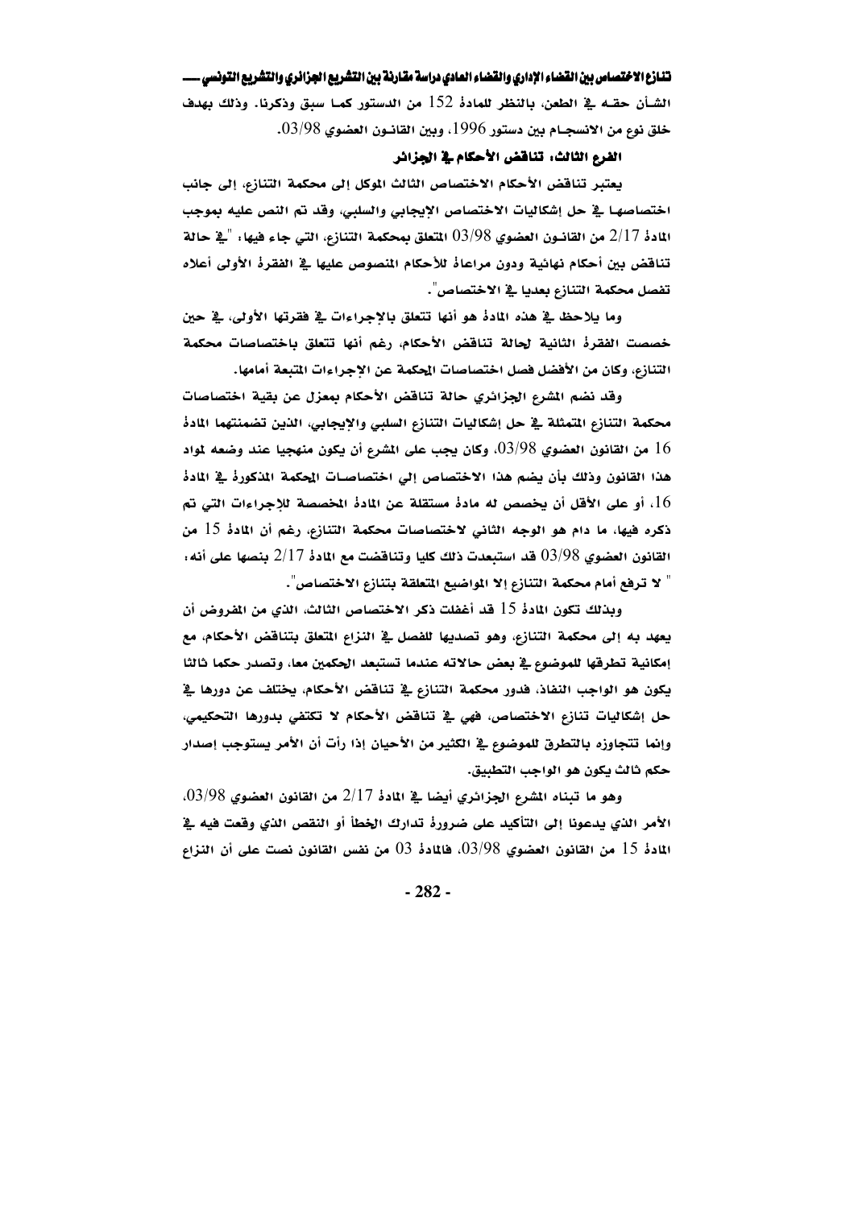الشأن حقه في الطعن، بالنظر للمادة 152 من الدستور كما سبق وذكرنا. وذلك بهدف خلق نوع من الانسجام بين دستور 1996، وبين القانون العضوي 03/98.

### الفرع الثالث: تناقض الأحكام في الجزائر

يعتبر تناقض الأحكام الاختصاص الثالث الموكل إلى محكمة التنازع، إلى جانب اختصاصها في حل إشكاليات الاختصاص الإيجابي والسلبي، وقد تم النص عليه بموجب المادة 2/17 من القانون العضوي 03/98 المتعلق بمحكمة التنازع، التي جاء فيها: "في حالة تناقض بين أحكام نهائية ودون مراعاة للأحكام المنصوص عليها في الفقرة الأولى أعلاه تفصل محكمة التنازع بعديا في الاختصاص".

وما يلاحظ في هذه المادة هو أنها تتعلق بالإجراءات في فقرتها الأولى، في حين خصصت الفقرة الثانية لحالة تناقض الأحكام، رغم أنها تتعلق باختصاصات محكمة التنازع، وكان من الأفضل فصل اختصاصات المحكمة عن الإجراءات المتبعة أمامها.

وقد نظم المشرع الجزائري حالة تناقض الأحكام بمعزل عن بقية اختصاصات محكمة التنازع المتمثلة في حل إشكاليات التنازع السلبي والإيجابي، الذين تضمنتهما المادة 16 من القانون العضوي 03/98، وكان يجب على المشرع أن يكون منهجيا عند وضعه لمواد هذا القانون وذلك بأن يضم هذا الاختصاص إلي اختصاصات المحكمة المذكورة في المادة 16، أو على الأقل أن يخصص له مادة مستقلة عن المادة المخصصة للإجراءات التي تم ذكره فيها، ما دام هو الوجه الثاني لاختصاصات محكمة التنازع، رغم أن المادة 15 من القانون العضوي 03/98 قد استبعدت ذلك كليا وتناقضت مع المادة 2/17 بنصها على أنه: " لا ترفع أمام محكمة التنازع إلا المواضيع المتعلقة بتنازع الاختصاص".

وبذلك تكون المادة 15 قد أغفلت ذكر الاختصاص الثالث، الذي من المفروض أن يعهد به إلى محكمة التنازع، وهو تصديها للفصل في النزاع المتعلق بتناقض الأحكام، مع إمكانية تطرقها للموضوع في بعض حالاته عندما تستبعد الحكمين معا، وتصدر حكما ثالثا يكون هو الواجب النفاذ، فدور محكمة التنازع في تناقض الأحكام، يختلف عن دورها في حل إشكاليات تنازع الاختصاص، فهي في تناقض الأحكام لا تكتفي بدورها التحكيمي، وإنما تتجاوزه بالتطرق للموضوع في الكثير من الأحيان إذا رأت أن الأمر يستوجب إصدار حكم ثالث يكون هو الواجب التطبيق.

وهو ما تبناه المشرع الجزائري أيضا في المادة 2/17 من القانون العضوي 03/98، الأمر الذي يدعونا إلى التأكيد على ضرورة تدارك الخطأ أو النقص الذي وقعت فيه في المادة 15 من القانون العضوي 03/98، فالمادة 03 من نفس القانون نصت على أن النزاع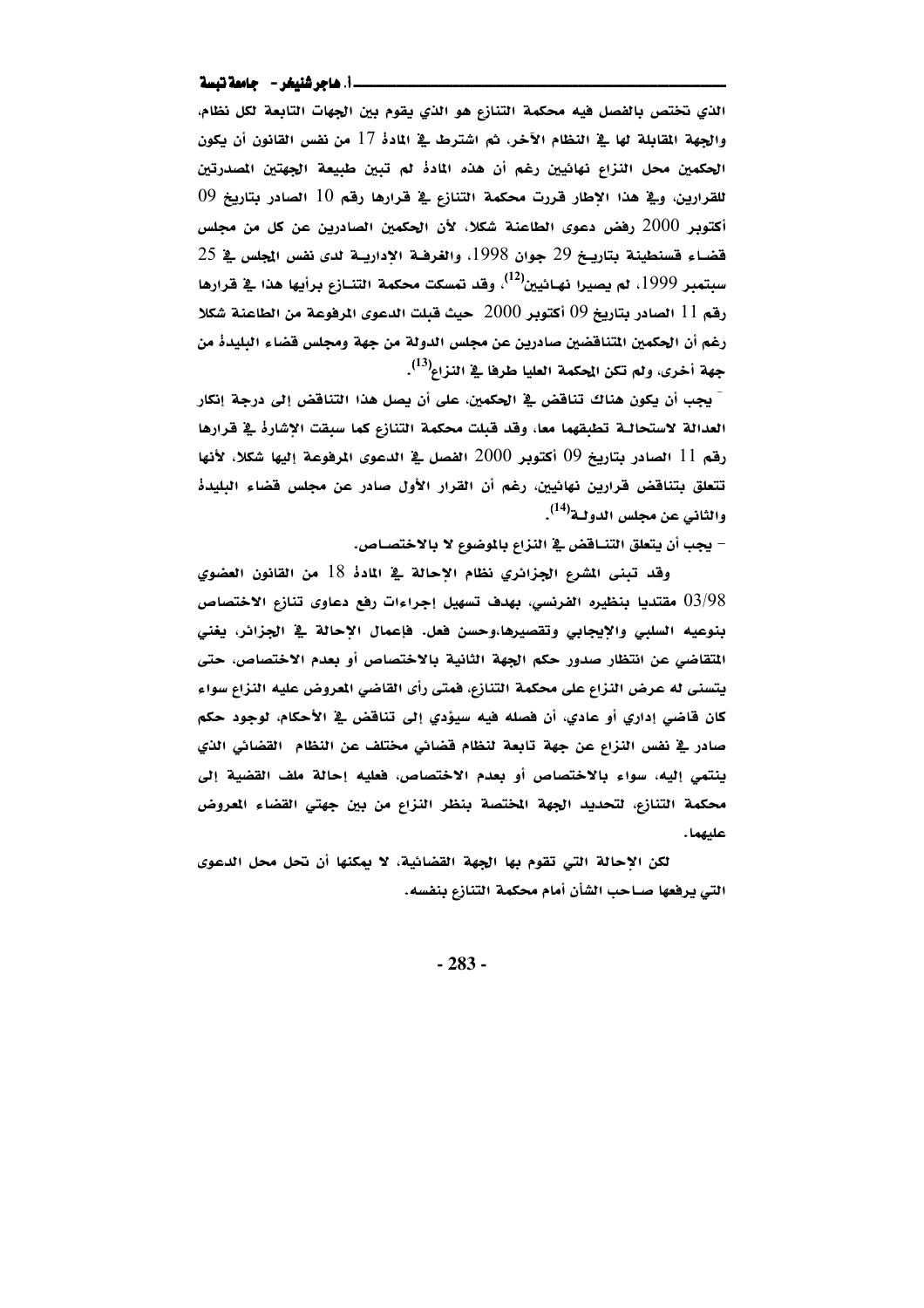الذي تختص بالفصل فيه محكمة التنازع هو الذي يقوم بين الجهات التابعة لكل نظام، والجهة المقابلة لها في النظام الآخر، ثم اشترط في المادة 17 من نفس القانون أن يكون الحكمين محل النزاع نهائيين رغم أن هذه المادة لم تبين طبيعة الجهتين المصدرتين للقرارين، وفي هذا الإطار قررت محكمة التنازع في قرارها رقم 10 الصادر بتاريخ 09 أكتوبر 2000 رفض دعوى الطاعنة شكلا، لأن الحكمين الصادرين عن كل من مجلس قضاء قسنطينة بتاريخ 29 جوان 1998، والغرفة الإدارية لدى نفس المجلس في 25 سبتمبر 1999، لم يصيرا نهائيين[12]، وقد تمسكت محكمة التنازع برأيها هذا في قرارها رقم 11 الصادر بتاريخ 09 أكتوبر 2000 حيث قبلت الدعوى المرفوعة من الطاعنة شكلا رغم أن الحكمين المتناقضين صادرين عن مجلس الدولة من جهة ومجلس قضاء البليدة من جهة أخرى، ولم تكن المحكمة العليا طرفا في النزاع[13].

- يجب أن يكون هناك تناقض في الحكمين، على أن يصل هذا التناقض إلى درجة إنكار العدالة لاستحالة تطبقهما معا، وقد قبلت محكمة التنازع كما سبقت الإشارة في قرارها رقم 11 الصادر بتاريخ 09 أكتوبر 2000 الفصل في الدعوى المرفوعة إليها شكلا، لأنها تتعلق بتناقض قرارين نهائيين، رغم أن القرار الأول صادر عن مجلس قضاء البليدة والثاني عن مجلس الدولة[14].

- يجب أن يتعلق التناقض في النزاع بالموضوع لا بالاختصاص.

وقد تبنى المشرع الجزائري نظام الإحالة في المادة 18 من القانون العضوي 03/98 مقتديا بنظيره الفرنسي، بهدف تسهيل إجراءات رفع دعاوى تنازع الاختصاص بنوعيه السلبي والإيجابي وتقصيرها،وحسن فعل. فإعمال الإحالة في الجزائر، يغني المتقاضي عن انتظار صدور حكم الجهة الثانية بالاختصاص أو بعدم الاختصاص، حتى يتسنى له عرض النزاع على محكمة التنازع، فمتى رأى القاضي المعروض عليه النزاع سواء كان قاضي إداري أو عادي، أن فصله فيه سيؤدي إلى تناقض في الأحكام، لوجود حكم صادر في نفس النزاع عن جهة تابعة لنظام قضائي مختلف عن النظام القضائي الذي ينتمي إليه، سواء بالاختصاص أو بعدم الاختصاص، فعليه إحالة ملف القضية إلى محكمة التنازع، لتحديد الجهة المختصة بنظر النزاع من بين جهتي القضاء المعروض عليهما.

لكن الإحالة التي تقوم بها الجهة القضائية، لا يمكنها أن تحل محل الدعوى التي يرفعها صاحب الشأن أمام محكمة التنازع بنفسه.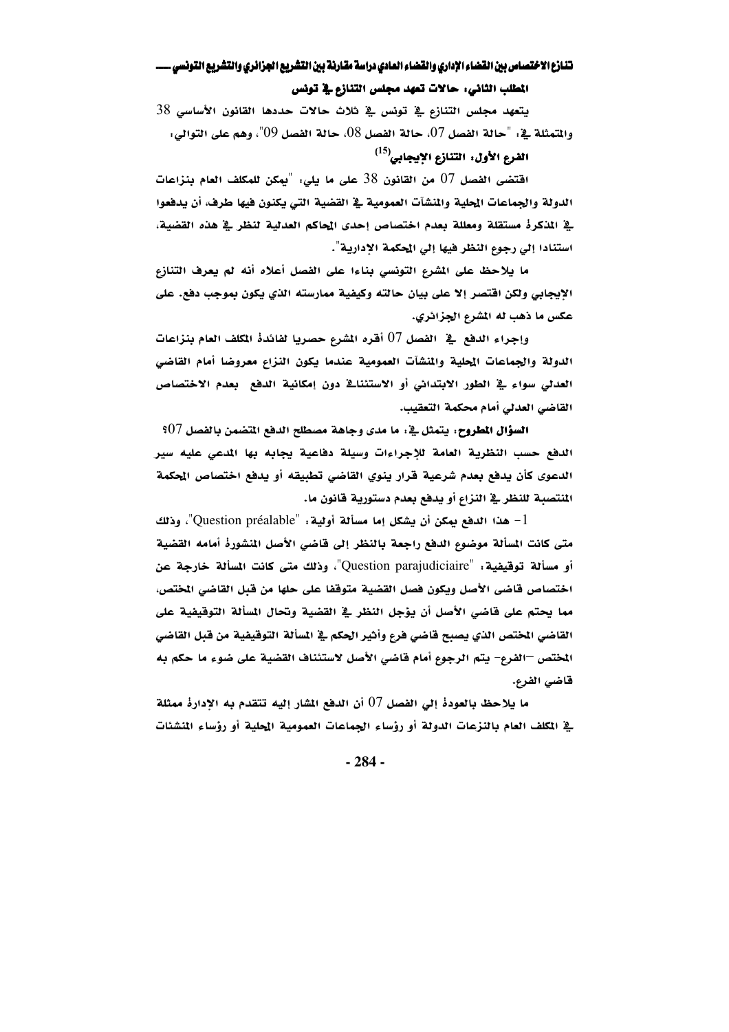### المطلب الثاني: حالات تعهد مجلس التنازع في تونس

يتعهد مجلس التنازع في تونس في ثلاث حالات حددها القانون الأساسي 38 والمتمثلة في: "حالة الفصل 07، حالة الفصل 08، حالة الفصل 09"، وهم على التوالي:

#### الفرع الأول: التنازع الإيجابي[15]

اقتضى الفصل 07 من القانون 38 على ما يلي: "يمكن للمكلف العام بنزاعات الدولة والجماعات المحلية والمنشآت العمومية في القضية التي يكونون فيها طرف، أن يدفعوا في المذكرة مستقلة ومعللة بعدم اختصاص إحدى المحاكم العدلية لنظر في هذه القضية، استنادا إلي رجوع النظر فيها إلي المحكمة الإدارية".

ما يلاحظ على المشرع التونسي بناءا على الفصل أعلاه أنه لم يعرف التنازع الإيجابي ولكن اقتصر إلا على بيان حالته وكيفية ممارسته الذي يكون بموجب دفع. على عكس ما ذهب له المشرع الجزائري.

وإجراء الدفع في الفصل 07 أقره المشرع حصريا لفائدة المكلف العام بنزاعات الدولة والجماعات المحلية والمنشآت العمومية عندما يكون النزاع معروضا أمام القاضي العدلي سواء في الطور الابتدائي أو الاستئنافي دون إمكانية الدفع بعدم الاختصاص القاضي العدلي أمام محكمة التعقيب.

**السؤال المطروح:** يتمثل في: ما مدى وجاهة مصطلح الدفع المتضمن بالفصل 07؟

الدفع حسب النظرية العامة للإجراءات وسيلة دفاعية يجابه بها المدعي عليه سير الدعوى كأن يدفع بعدم شرعية قرار ينوي القاضي تطبيقه أو يدفع اختصاص المحكمة المنتصبة للنظر في النزاع أو يدفع بعدم دستورية قانون ما.

1- هذا الدفع يمكن أن يشكل إما مسألة أولية: "Question préalable"، وذلك متى كانت المسألة موضوع الدفع راجعة بالنظر إلى قاضي الأصل المنشورة أمامه القضية أو مسألة توقيفية: "Question parajudiciaire"، وذلك متى كانت المسألة خارجة عن اختصاص قاضى الأصل ويكون فصل القضية متوقفا على حلها من قبل القاضي المختص، مما يحتم على قاضي الأصل أن يؤجل النظر في القضية وتحال المسألة التوقيفية على القاضي المختص الذي يصبح قاضي فرع وأثير الحكم في المسألة التوقيفية من قبل القاضي المختص –الفرع- يتم الرجوع أمام قاضي الأصل لاستئناف القضية على ضوء ما حكم به قاضي الفرع.

ما يلاحظ بالعودة إلي الفصل 07 أن الدفع المشار إليه تتقدم به الإدارة ممثلة في المكلف العام بالنزعات الدولة أو رؤساء الجماعات العمومية المحلية أو رؤساء المنشئات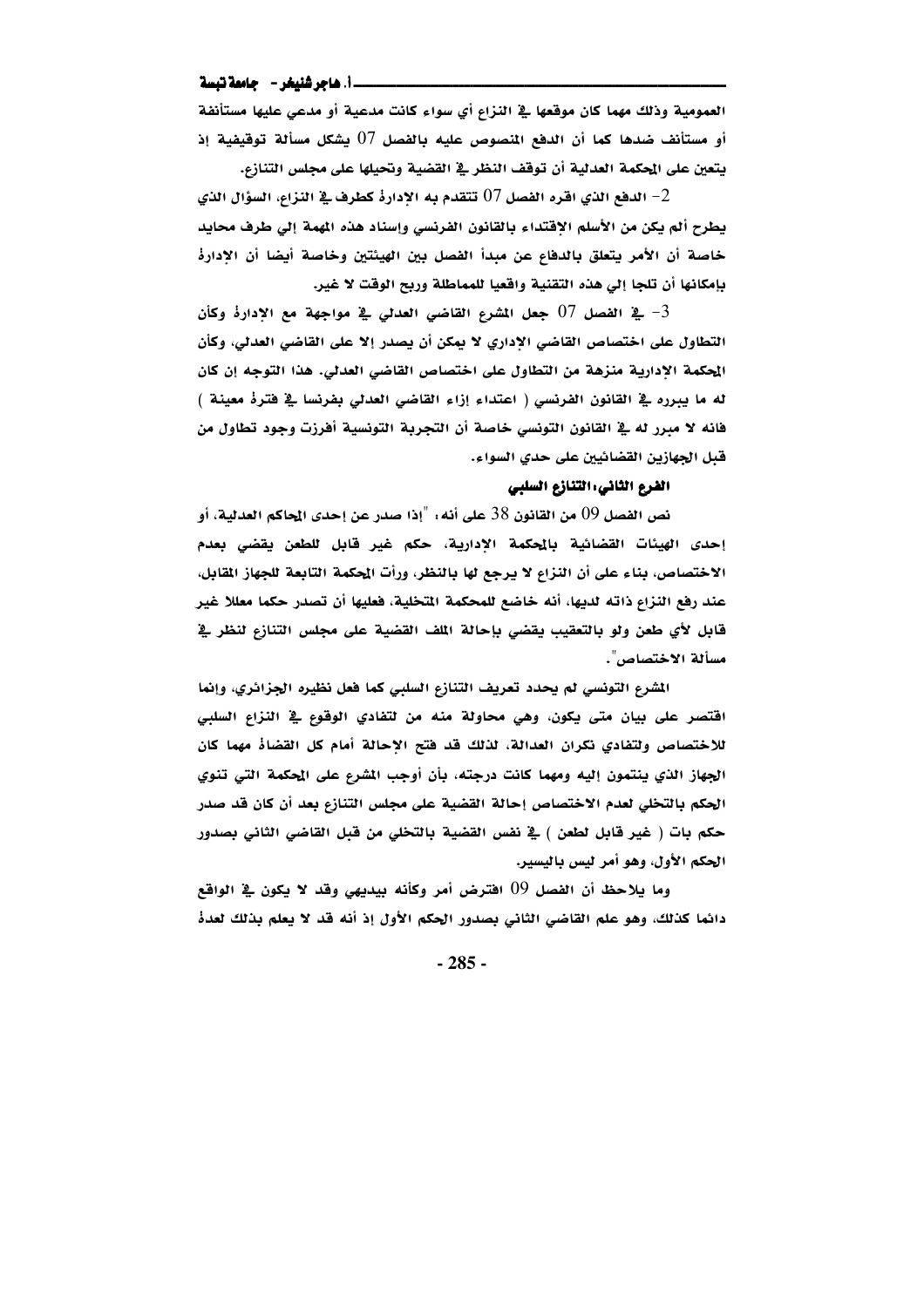العمومية وذلك مهما كان موقعها في النزاع أي سواء كانت مدعية أو مدعي عليها مستأنفة أو مستأنف ضدها كما أن الدفع المنصوص عليه بالفصل 07 يشكل مسألة توقيفية إذ يتعين على المحكمة العدلية أن توقف النظر في القضية وتحيلها على مجلس التنازع.

2- الدفع الذي اقره الفصل 07 تتقدم به الإدارة كطرف في النزاع، السؤال الذي يطرح ألم يكن من الأسلم الإقتداء بالقانون الفرنسي وإسناد هذه المهمة إلي طرف محايد خاصة أن الأمر يتعلق بالدفاع عن مبدأ الفصل بين الهيئتين وخاصة أيضا أن الإدارة بإمكانها أن تلجا إلي هذه التقنية واقعيا للمماطلة وربح الوقت لا غير.

3- في الفصل 07 جعل المشرع القاضي العدلي في مواجهة مع الإدارة وكأن التطاول على اختصاص القاضي الإداري لا يمكن أن يصدر إلا على القاضي العدلي، وكأن المحكمة الإدارية منزهة من التطاول على اختصاص القاضي العدلي. هذا التوجه إن كان له ما يبرره في القانون الفرنسي ( اعتداء إزاء القاضي العدلي بفرنسا في فترة معينة ) فانه لا مبرر له في القانون التونسي خاصة أن التجربة التونسية أفرزت وجود تطاول من قبل الجهازين القضائيين على حدي السواء.

**الفرع الثاني: التنازع السلبي**

نص الفصل 09 من القانون 38 على أنه: "إذا صدر عن إحدى المحاكم العدلية، أو إحدى الهيئات القضائية بالمحكمة الإدارية، حكم غير قابل للطعن يقضي بعدم الاختصاص، بناء على أن النزاع لا يرجع لها بالنظر، ورأت المحكمة التابعة للجهاز المقابل، عند رفع النزاع ذاته لديها، أنه خاضع للمحكمة المتخلية، فعليها أن تصدر حكما معللا غير قابل لأي طعن ولو بالتعقيب يقضي بإحالة الملف القضية على مجلس التنازع لنظر في مسألة الاختصاص".

المشرع التونسي لم يحدد تعريف التنازع السلبي كما فعل نظيره الجزائري، وإنما اقتصر على بيان متى يكون، وهي محاولة منه من لتفادي الوقوع في النزاع السلبي للاختصاص ولتفادي نكران العدالة، لذلك قد فتح الإحالة أمام كل القضاة مهما كان الجهاز الذي ينتمون إليه ومهما كانت درجته، بأن أوجب المشرع على المحكمة التي تنوي الحكم بالتخلي لعدم الاختصاص إحالة القضية على مجلس التنازع بعد أن كان قد صدر حكم بات ( غير قابل لطعن ) في نفس القضية بالتخلي من قبل القاضي الثاني بصدور الحكم الأول، وهو أمر ليس باليسير.

وما يلاحظ أن الفصل 09 افترض أمر وكأنه بيديهي وقد لا يكون في الواقع دائما كذلك، وهو علم القاضي الثاني بصدور الحكم الأول إذ أنه قد لا يعلم بذلك لعدة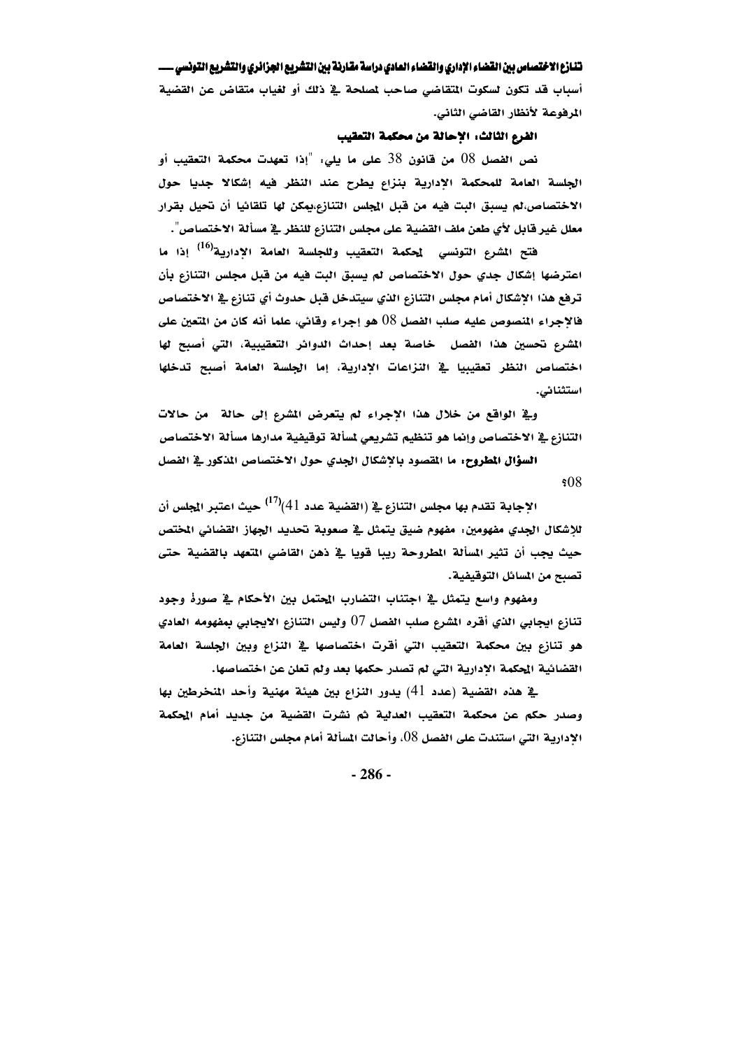أسباب قد تكون لسكوت المتقاضي صاحب لمصلحة في ذلك أو لغياب متقاض عن القضية المرفوعة لأنظار القاضي الثاني.

### الفرع الثالث: الإحالة من محكمة التعقيب

نص الفصل 08 من قانون 38 على ما يلي: "إذا تعهدت محكمة التعقيب أو الجلسة العامة للمحكمة الإدارية بنزاع يطرح عند النظر فيه إشكالا جديا حول الاختصاص،لم يسبق البت فيه من قبل المجلس التنازع،يمكن لها تلقائيا أن تحيل بقرار معلل غير قابل لأي طعن ملف القضية على مجلس التنازع للنظر في مسألة الاختصاص".

فتح المشرع التونسي لمحكمة التعقيب وللجلسة العامة الإدارية[16] إذا ما اعترضها إشكال جدي حول الاختصاص لم يسبق البت فيه من قبل مجلس التنازع بأن ترفع هذا الإشكال أمام مجلس التنازع الذي سيتدخل قبل حدوث أي تنازع في الاختصاص فالإجراء المنصوص عليه صلب الفصل 08 هو إجراء وقائي، علما أنه كان من المتعين على المشرع تحسين هذا الفصل خاصة بعد إحداث الدوائر التعقيبية، التي أصبح لها اختصاص النظر تعقيبيا في النزاعات الإدارية، إما الجلسة العامة أصبح تدخلها استثنائي.

وفي الواقع من خلال هذا الإجراء لم يتعرض المشرع إلى حالة من حالات التنازع في الاختصاص وإنما هو تنظيم تشريعي لمسألة توقيفية مدارها مسألة الاختصاص

**السؤال المطروح:** ما المقصود بالإشكال الجدي حول الاختصاص المذكور في الفصل 08؟

الإجابة تقدم بها مجلس التنازع في (القضية عدد 41)[17] حيث اعتبر المجلس أن للإشكال الجدي مفهومين: مفهوم ضيق يتمثل في صعوبة تحديد الجهاز القضائي المختص حيث يجب أن تثير المسألة المطروحة ريبا قويا في ذهن القاضي المتعهد بالقضية حتى تصبح من المسائل التوقيفية.

ومفهوم واسع يتمثل في اجتناب التضارب المحتمل بين الأحكام في صورة وجود تنازع ايجابي الذي أقره المشرع صلب الفصل 07 وليس التنازع الايجابي بمفهومه العادي هو تنازع بين محكمة التعقيب التي أقرت اختصاصها في النزاع وبين الجلسة العامة القضائية المحكمة الإدارية التي لم تصدر حكمها بعد ولم تعلن عن اختصاصها.

في هذه القضية (عدد 41) يدور النزاع بين هيئة مهنية وأحد المنخرطين بها وصدر حكم عن محكمة التعقيب العدلية ثم نشرت القضية من جديد أمام المحكمة الإدارية التي استندت على الفصل 08، وأحالت المسألة أمام مجلس التنازع.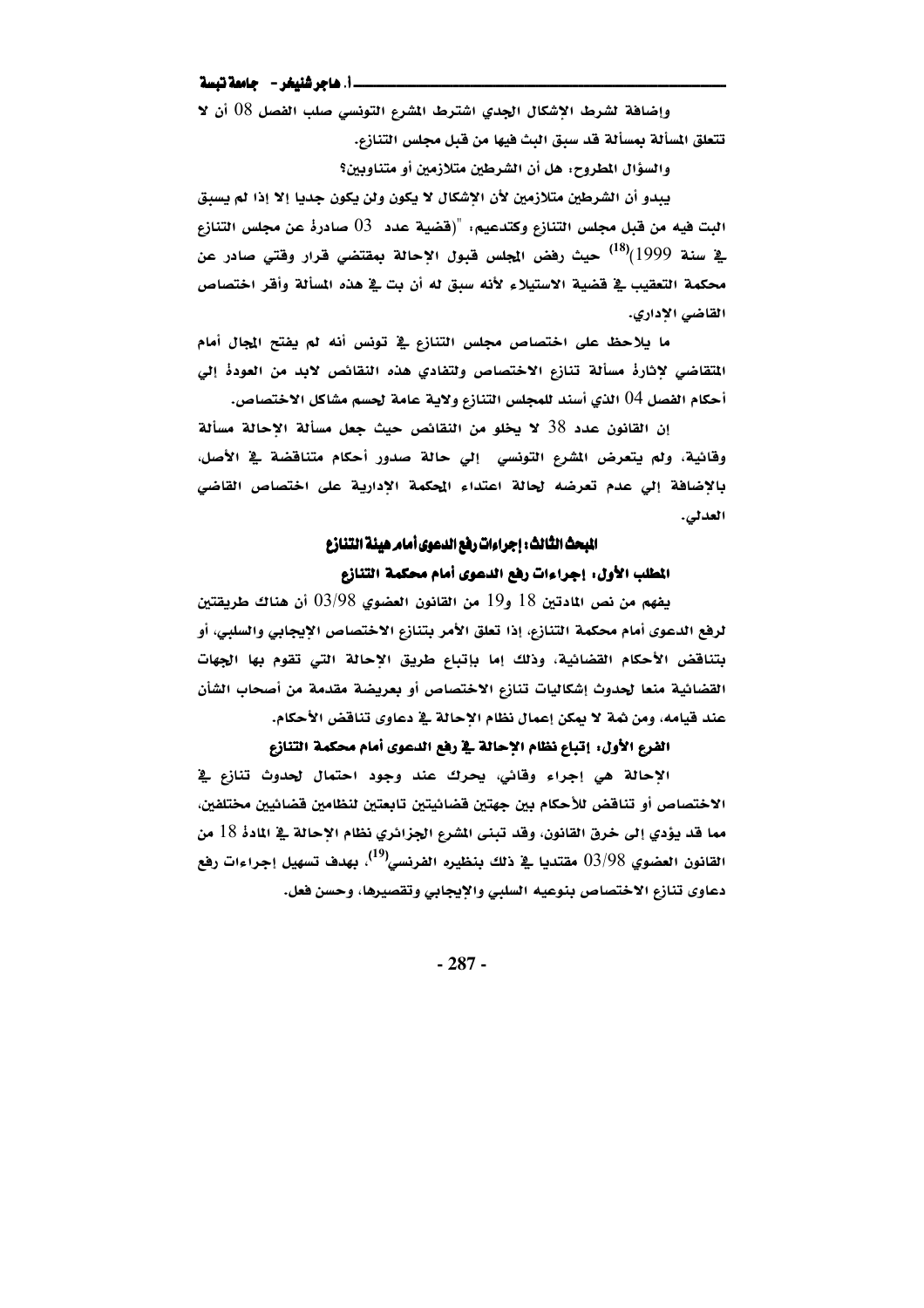وإضافة لشرط الإشكال الجدي اشترط المشرع التونسي صلب الفصل 08 أن لا تتعلق المسألة بمسألة قد سبق البث فيها من قبل مجلس التنازع.

والسؤال المطروح: هل أن الشرطين متلازمين أو متناوبين؟

يبدو أن الشرطين متلازمين لأن الإشكال لا يكون ولن يكون جديا إلا إذا لم يسبق البت فيه من قبل مجلس التنازع وكتدعيم: "(قضية عدد 03 صادرة عن مجلس التنازع في سنة 1999)[18] حيث رفض المجلس قبول الإحالة بمقتضى قرار وقتي صادر عن محكمة التعقيب في قضية الاستيلاء لأنه سبق له أن بت في هذه المسألة وأقر اختصاص القاضي الإداري.

ما يلاحظ على اختصاص مجلس التنازع في تونس أنه لم يفتح المجال أمام المتقاضي لإثارة مسألة تنازع الاختصاص ولتفادي هذه النقائص لابد من العودة إلي أحكام الفصل 04 الذي أسند للمجلس التنازع ولاية عامة لحسم مشاكل الاختصاص.

إن القانون عدد 38 لا يخلو من النقائص حيث جعل مسألة الإحالة مسألة وقائية، ولم يتعرض المشرع التونسي إلي حالة صدور أحكام متناقضة في الأصل، بالإضافة إلي عدم تعرضه لحالة اعتداء المحكمة الإدارية على اختصاص القاضي العدلي.

## المبحث الثالث: إجراءات رفع الدعوى أمام هيئة التنازع

### المطلب الأول: إجراءات رفع الدعوى أمام محكمة التنازع

يفهم من نص المادتين 18 و19 من القانون العضوي 03/98 أن هناك طريقتين لرفع الدعوى أمام محكمة التنازع، إذا تعلق الأمر بتنازع الاختصاص الإيجابي والسلبي، أو بتناقض الأحكام القضائية، وذلك إما بإتباع طريق الإحالة التي تقوم بها الجهات القضائية منعا لحدوث إشكاليات تنازع الاختصاص أو بعريضة مقدمة من أصحاب الشأن عند قيامه، ومن ثمة لا يمكن إعمال نظام الإحالة في دعاوى تناقض الأحكام.

#### الفرع الأول: إتباع نظام الإحالة في رفع الدعوى أمام محكمة التنازع

الإحالة هي إجراء وقائي، يحرك عند وجود احتمال لحدوث تنازع في الاختصاص أو تناقض للأحكام بين جهتين قضائيتين تابعتين لنظامين قضائيين مختلفين، مما قد يؤدي إلى خرق القانون، وقد تبنى المشرع الجزائري نظام الإحالة في المادة 18 من القانون العضوي 03/98 مقتديا في ذلك بنظيره الفرنسي[19]، بهدف تسهيل إجراءات رفع دعاوى تنازع الاختصاص بنوعيه السلبي والإيجابي وتقصيرها، وحسن فعل.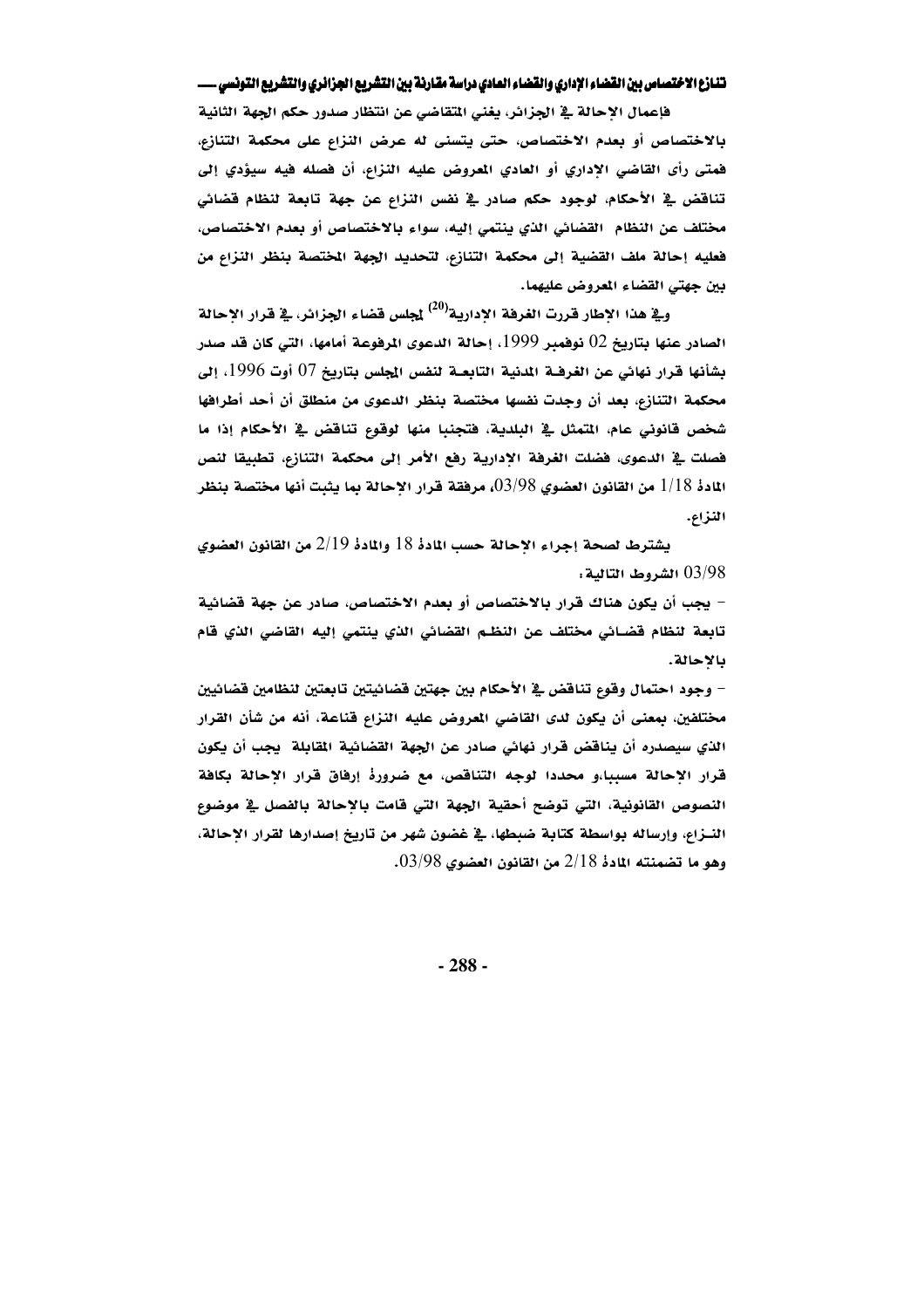فإعمال الإحالة في الجزائر، يغني المتقاضي عن انتظار صدور حكم الجهة الثانية بالاختصاص أو بعدم الاختصاص، حتى يتسنى له عرض النزاع على محكمة التنازع، فمتى رأى القاضي الإداري أو العادي المعروض عليه النزاع، أن فصله فيه سيؤدي إلى تناقض في الأحكام، لوجود حكم صادر في نفس النزاع عن جهة تابعة لنظام قضائي مختلف عن النظام القضائي الذي ينتمي إليه، سواء بالاختصاص أو بعدم الاختصاص، فعليه إحالة ملف القضية إلى محكمة التنازع، لتحديد الجهة المختصة بنظر النزاع من بين جهتي القضاء المعروض عليهما.

وفي هذا الإطار قررت الغرفة الإدارية[20] لمجلس قضاء الجزائر، في قرار الإحالة الصادر عنها بتاريخ 02 نوفمبر 1999، إحالة الدعوى المرفوعة أمامها، التي كان قد صدر بشأنها قرار نهائي عن الغرفة المدنية التابعة لنفس المجلس بتاريخ 07 أوت 1996، إلى محكمة التنازع، بعد أن وجدت نفسها مختصة بنظر الدعوى من منطلق أن أحد أطرافها شخص قانوني عام، المتمثل في البلدية، فتجنبا منها لوقوع تناقض في الأحكام إذا ما فصلت في الدعوى، فضلت الغرفة الإدارية رفع الأمر إلى محكمة التنازع، تطبيقا لنص المادة 1/18 من القانون العضوي 03/98، مرفقة قرار الإحالة بما يثبت أنها مختصة بنظر النزاع.

يشترط لصحة إجراء الإحالة حسب المادة 18 والمادة 2/19 من القانون العضوي 03/98 الشروط التالية:

- يجب أن يكون هناك قرار بالاختصاص أو بعدم الاختصاص، صادر عن جهة قضائية تابعة لنظام قضائي مختلف عن النظم القضائي الذي ينتمي إليه القاضي الذي قام بالإحالة.

- وجود احتمال وقوع تناقض في الأحكام بين جهتين قضائيتين تابعتين لنظامين قضائيين مختلفين، بمعنى أن يكون لدى القاضي المعروض عليه النزاع قناعة، أنه من شأن القرار الذي سيصدره أن يناقض قرار نهائي صادر عن الجهة القضائية المقابلة يجب أن يكون قرار الإحالة مسببا،و محددا لوجه التناقض، مع ضرورة إرفاق قرار الإحالة بكافة النصوص القانونية، التي توضح أحقية الجهة التي قامت بالإحالة بالفصل في موضوع النزاع، وإرساله بواسطة كتابة ضبطها، في غضون شهر من تاريخ إصدارها لقرار الإحالة، وهو ما تضمنته المادة 2/18 من القانون العضوي 03/98.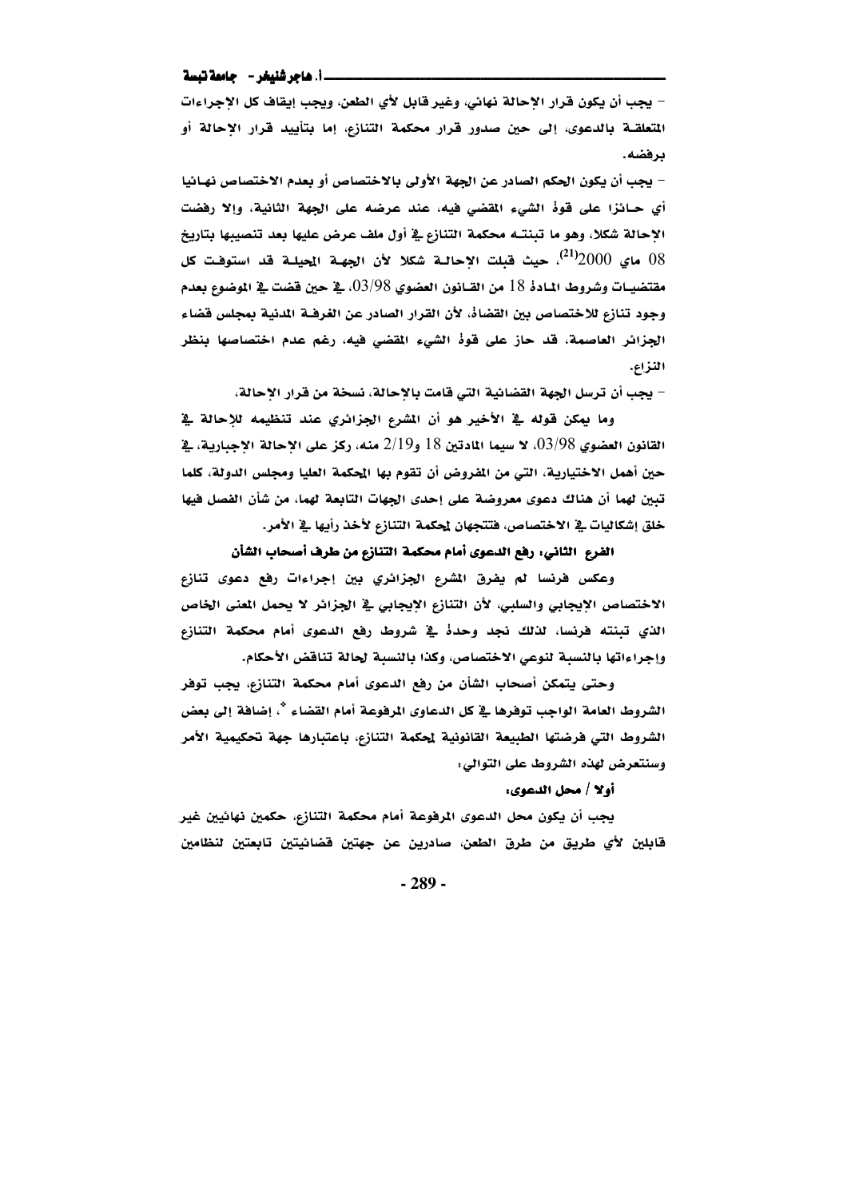- يجب أن يكون قرار الإحالة نهائي، وغير قابل لأي الطعن، ويجب إيقاف كل الإجراءات المتعلقة بالدعوى، إلى حين صدور قرار محكمة التنازع، إما بتأييد قرار الإحالة أو برفضه.

- يجب أن يكون الحكم الصادر عن الجهة الأولى بالاختصاص أو بعدم الاختصاص نهائيا أي حائزا على قوة الشيء المقضي فيه، عند عرضه على الجهة الثانية، وإلا رفضت الإحالة شكلا، وهو ما تبنته محكمة التنازع في أول ملف عرض عليها بعد تنصيبها بتاريخ 08 ماي 2000[21]، حيث قبلت الإحالة شكلا لأن الجهة المحيلة قد استوفت كل مقتضيات وشروط المادة 18 من القانون العضوي 03/98، في حين قضت في الموضوع بعدم وجود تنازع للاختصاص بين القضاة، لأن القرار الصادر عن الغرفة المدنية بمجلس قضاء الجزائر العاصمة، قد حاز على قوة الشيء المقضي فيه، رغم عدم اختصاصها بنظر النزاع.

- يجب أن ترسل الجهة القضائية التي قامت بالإحالة، نسخة من قرار الإحالة.

وما يمكن قوله في الأخير هو أن المشرع الجزائري عند تنظيمه للإحالة في القانون العضوي 03/98، لا سيما المادتين 18 و2/19 منه، ركز على الإحالة الإجبارية، في حين أهمل الاختيارية، التي من المفروض أن تقوم بها المحكمة العليا ومجلس الدولة، كلما تبين لهما أن هناك دعوى معروضة على إحدى الجهات التابعة لهما، من شأن الفصل فيها خلق إشكاليات في الاختصاص، فتتجهان لمحكمة التنازع لأخذ رأيها في الأمر.

### الفرع الثاني: رفع الدعوى أمام محكمة التنازع من طرف أصحاب الشأن

وعكس فرنسا لم يفرق المشرع الجزائري بين إجراءات رفع دعوى تنازع الاختصاص الإيجابي والسلبي، لأن التنازع الإيجابي في الجزائر لا يحمل المعنى الخاص الذي تبنته فرنسا، لذلك نجد وحدة في شروط رفع الدعوى أمام محكمة التنازع وإجراءاتها بالنسبة لنوعي الاختصاص، وكذا بالنسبة لحالة تناقض الأحكام.

وحتى يتمكن أصحاب الشأن من رفع الدعوى أمام محكمة التنازع، يجب توفر الشروط العامة الواجب توفرها في كل الدعاوى المرفوعة أمام القضاء *، إضافة إلى بعض الشروط التي فرضتها الطبيعة القانونية لمحكمة التنازع، باعتبارها جهة تحكيمية الأمر وسنتعرض لهذه الشروط على التوالي:

#### أولا / محل الدعوى:

يجب أن يكون محل الدعوى المرفوعة أمام محكمة التنازع، حكمين نهائيين غير قابلين لأي طريق من طرق الطعن، صادرين عن جهتين قضائيتين تابعتين لنظامين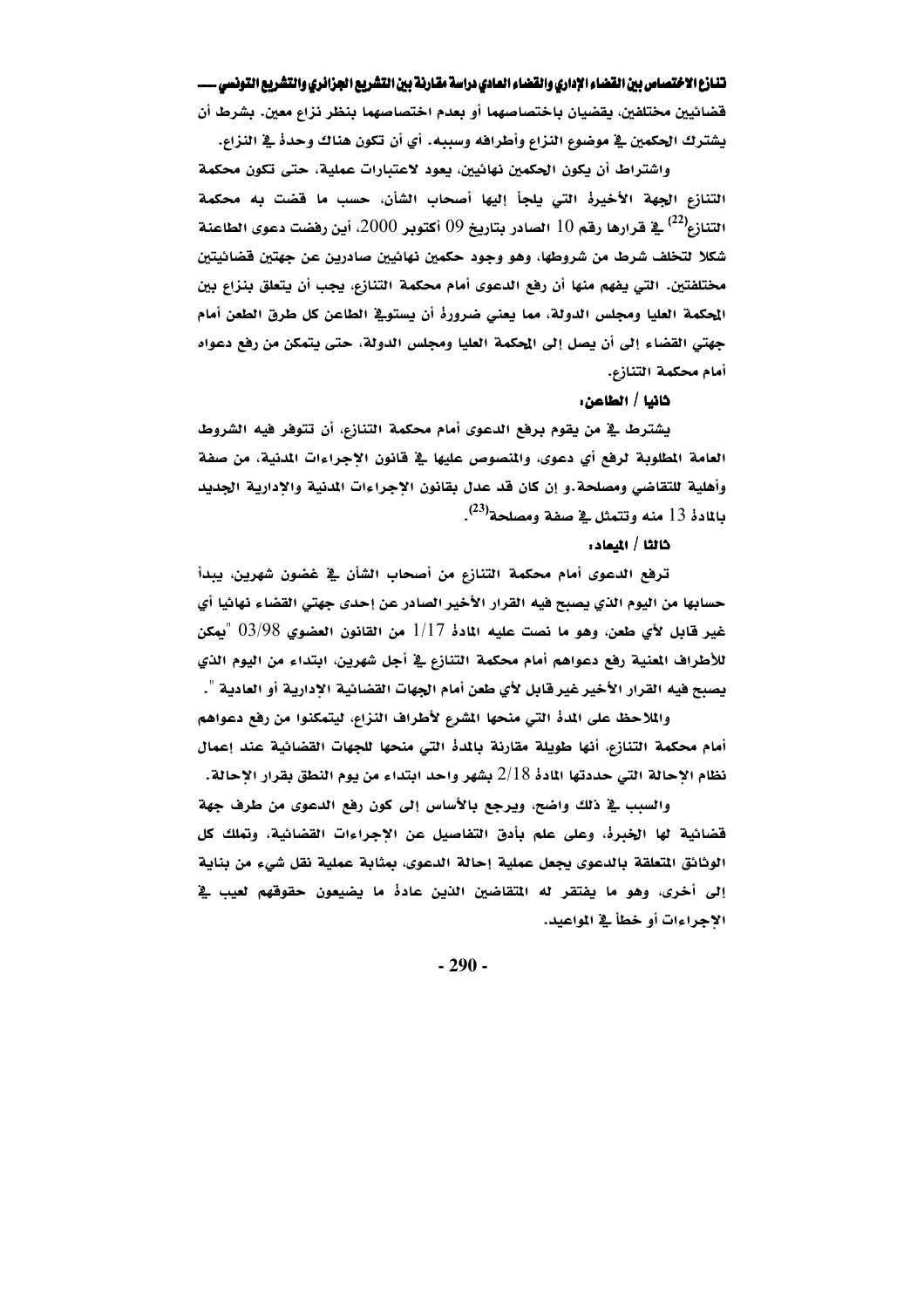قضائيين مختلفين، يقضيان باختصاصهما أو بعدم اختصاصهما بنظر نزاع معين. بشرط أن يشترك الحكمين في موضوع النزاع وأطرافه وسببه. أي أن تكون هناك وحدة في النزاع.

واشتراط أن يكون الحكمين نهائيين، يعود لاعتبارات عملية، حتى تكون محكمة التنازع الجهة الأخيرة التي يلجأ إليها أصحاب الشأن، حسب ما قضت به محكمة التنازع[22] في قرارها رقم 10 الصادر بتاريخ 09 أكتوبر 2000، أين رفضت دعوى الطاعنة شكلا لتخلف شرط من شروطها، وهو وجود حكمين نهائيين صادرين عن جهتين قضائيتين مختلفتين. التي يفهم منها أن رفع الدعوى أمام محكمة التنازع، يجب أن يتعلق بنزاع بين المحكمة العليا ومجلس الدولة، مما يعني ضرورة أن يستوفي الطاعن كل طرق الطعن أمام جهتي القضاء إلى أن يصل إلى المحكمة العليا ومجلس الدولة، حتى يتمكن من رفع دعواه أمام محكمة التنازع.

**ثانيا / الطاعن:**

يشترط في من يقوم برفع الدعوى أمام محكمة التنازع، أن تتوفر فيه الشروط العامة المطلوبة لرفع أي دعوى، والمنصوص عليها في قانون الإجراءات المدنية، من صفة وأهلية للتقاضي ومصلحة.و إن كان قد عدل بقانون الإجراءات المدنية والإدارية الجديد بالمادة 13 منه وتتمثل في صفة ومصلحة[23].

**ثالثا / الميعاد:**

ترفع الدعوى أمام محكمة التنازع من أصحاب الشأن في غضون شهرين، يبدأ حسابها من اليوم الذي يصبح فيه القرار الأخير الصادر عن إحدى جهتي القضاء نهائيا أي غير قابل لأي طعن، وهو ما نصت عليه المادة 1/17 من القانون العضوي 03/98 "يمكن للأطراف المعنية رفع دعواهم أمام محكمة التنازع في أجل شهرين، ابتداء من اليوم الذي يصبح فيه القرار الأخير غير قابل لأي طعن أمام الجهات القضائية الإدارية أو العادية ".

والملاحظ على المدة التي منحها المشرع لأطراف النزاع، ليتمكنوا من رفع دعواهم أمام محكمة التنازع، أنها طويلة مقارنة بالمدة التي منحها للجهات القضائية عند إعمال نظام الإحالة التي حددتها المادة 2/18 بشهر واحد ابتداء من يوم النطق بقرار الإحالة.

والسبب في ذلك واضح، ويرجع بالأساس إلى كون رفع الدعوى من طرف جهة قضائية لها الخبرة، وعلى علم بأدق التفاصيل عن الإجراءات القضائية، وتملك كل الوثائق المتعلقة بالدعوى يجعل عملية إحالة الدعوى، بمثابة عملية نقل شيء من بناية إلى أخرى، وهو ما يفتقر له المتقاضين الذين عادة ما يضيعون حقوقهم لعيب في الإجراءات أو خطأ في المواعيد.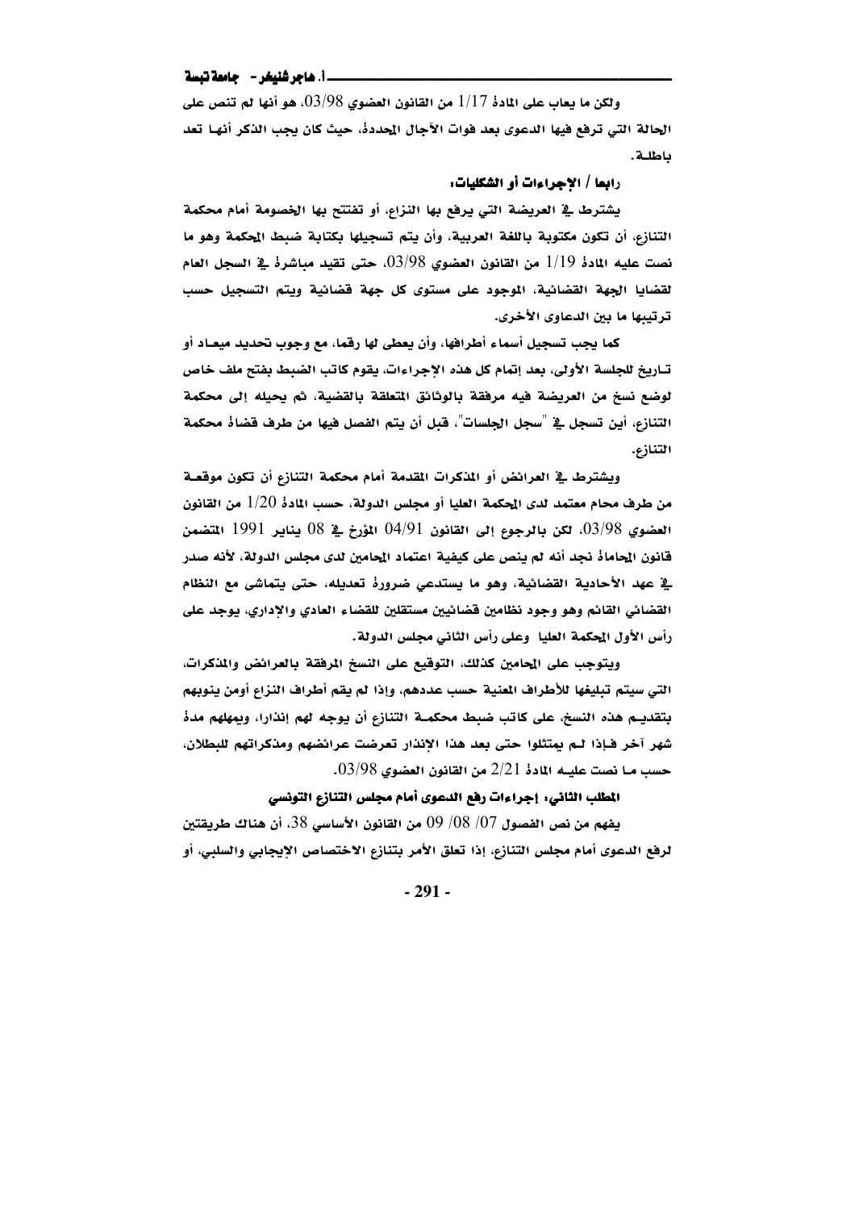ولكن ما يعاب على المادة 1/17 من القانون العضوي 03/98، هو أنها لم تنص على الحالة التي ترفع فيها الدعوى بعد فوات الآجال المحددة، حيث كان يجب الذكر أنها تعد باطلة.

### رابعا / الإجراءات أو الشكليات:

يشترط في العريضة التي يرفع بها النزاع، أو تفتتح بها الخصومة أمام محكمة التنازع، أن تكون مكتوبة باللغة العربية، وأن يتم تسجيلها بكتابة ضبط المحكمة وهو ما نصت عليه المادة 1/19 من القانون العضوي 03/98، حتى تقيد مباشرة في السجل العام لقضايا الجهة القضائية، الموجود على مستوى كل جهة قضائية ويتم التسجيل حسب ترتيبها ما بين الدعاوى الأخرى.

كما يجب تسجيل أسماء أطرافها، وأن يعطى لها رقما، مع وجوب تحديد ميعاد أو تاريخ للجلسة الأولى، بعد إتمام كل هذه الإجراءات، يقوم كاتب الضبط بفتح ملف خاص لوضع نسخ من العريضة فيه مرفقة بالوثائق المتعلقة بالقضية، ثم يحيله إلى محكمة التنازع، أين تسجل في "سجل الجلسات"، قبل أن يتم الفصل فيها من طرف قضاة محكمة التنازع.

ويشترط في العرائض أو المذكرات المقدمة أمام محكمة التنازع أن تكون موقعة من طرف محام معتمد لدى المحكمة العليا أو مجلس الدولة، حسب المادة 1/20 من القانون العضوي 03/98، لكن بالرجوع إلى القانون 04/91 المؤرخ في 08 يناير 1991 المتضمن قانون المحاماة نجد أنه لم ينص على كيفية اعتماد المحامين لدى مجلس الدولة، لأنه صدر في عهد الأحادية القضائية، وهو ما يستدعي ضرورة تعديله، حتى يتماشى مع النظام القضائي القائم وهو وجود نظامين قضائيين مستقلين للقضاء العادي والإداري، يوجد على رأس الأول المحكمة العليا وعلى رأس الثاني مجلس الدولة.

ويتوجب على المحامين كذلك، التوقيع على النسخ المرفقة بالعرائض والمذكرات، التي سيتم تبليغها للأطراف المعنية حسب عددهم، وإذا لم يقم أطراف النزاع أومن ينوبهم بتقديم هذه النسخ، على كاتب ضبط محكمة التنازع أن يوجه لهم إنذارا، ويمهلهم مدة شهر آخر فإذا لم يمتثلوا حتى بعد هذا الإنذار تعرضت عرائضهم ومذكراتهم للبطلان، حسب ما نصت عليه المادة 2/21 من القانون العضوي 03/98.

### المطلب الثاني: إجراءات رفع الدعوى أمام مجلس التنازع التونسي

يفهم من نص الفصول 07/ 08/ 09 من القانون الأساسي 38، أن هناك طريقتين لرفع الدعوى أمام مجلس التنازع، إذا تعلق الأمر بتنازع الاختصاص الإيجابي والسلبي، أو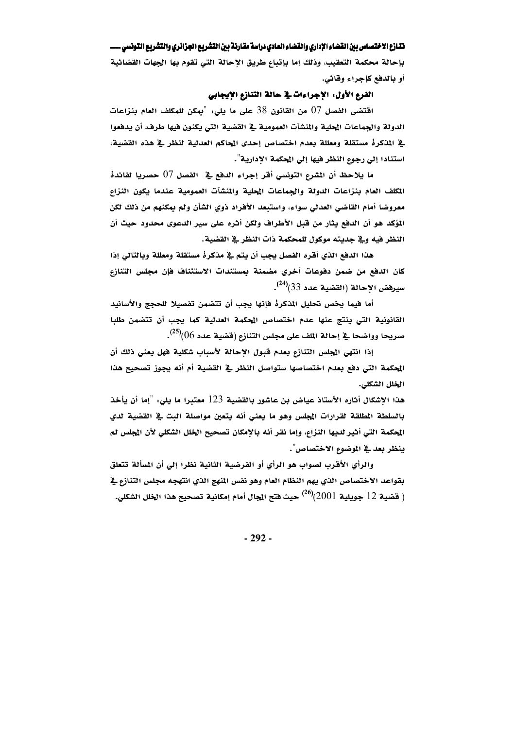بإحالة محكمة التعقيب، وذلك إما بإتباع طريق الإحالة التي تقوم بها الجهات القضائية أو بالدفع كإجراء وقائي.

### الفرع الأول: الإجراءات في حالة التنازع الإيجابي

اقتضى الفصل 07 من القانون 38 على ما يلي: "يمكن للمكلف العام بنزاعات الدولة والجماعات المحلية والمنشآت العمومية في القضية التي يكونون فيها طرف، أن يدفعوا في المذكرة مستقلة ومعللة بعدم اختصاص إحدى المحاكم العدلية لنظر في هذه القضية، استنادا إلي رجوع النظر فيها إلي المحكمة الإدارية".

ما يلاحظ أن المشرع التونسي أقر إجراء الدفع في الفصل 07 حصريا لفائدة المكلف العام بنزاعات الدولة والجماعات المحلية والمنشآت العمومية عندما يكون النزاع معروضا أمام القاضي العدلي سواء، واستبعد الأفراد ذوي الشأن ولم يمكنهم من ذلك لكن المؤكد هو أن الدفع يثار من قبل الأطراف ولكن أثره على سير الدعوى محدود حيث أن النظر فيه وفي جديته موكول للمحكمة ذات النظر في القضية.

هذا الدفع الذي أقره الفصل يجب أن يتم في مذكرة مستقلة ومعللة وبالتالي إذا كان الدفع من ضمن دفوعات أخري مضمنة بمستندات الاستئناف فإن مجلس التنازع سيرفض الإحالة (القضية عدد 33)[24].

أما فيما يخص تحليل المذكرة فإنها يجب أن تتضمن تفصيلا للحجج والأسانيد القانونية التي ينتج عنها عدم اختصاص المحكمة العدلية كما يجب أن تتضمن طلبا صريحا وواضحا في إحالة الملف على مجلس التنازع (قضية عدد 06)[25].

إذا انتهي المجلس التنازع بعدم قبول الإحالة لأسباب شكلية فهل يعني ذلك أن المحكمة التي دفع بعدم اختصاصها ستواصل النظر في القضية أم أنه يجوز تصحيح هذا الخلل الشكلي.

هذا الإشكال أثاره الأستاذ عياض بن عاشور بالقضية 123 معتبرا ما يلي: "إما أن يأخذ بالسلطة المطلقة لقرارات المجلس وهو ما يعني أنه يتعين مواصلة البت في القضية لدي المحكمة التي أثير لديها النزاع، وإما نقر أنه بالإمكان تصحيح الخلل الشكلي لأن المجلس لم ينظر بعد في الموضوع الاختصاص".

والرأي الأقرب لصواب هو الرأي أو الفرضية الثانية نظرا إلي أن المسألة تتعلق بقواعد الاختصاص الذي يهم النظام العام وهو نفس المنهج الذي انتهجه مجلس التنازع في ( قضية 12 جويلية 2001)[26] حيث فتح المجال أمام إمكانية تصحيح هذا الخلل الشكلي.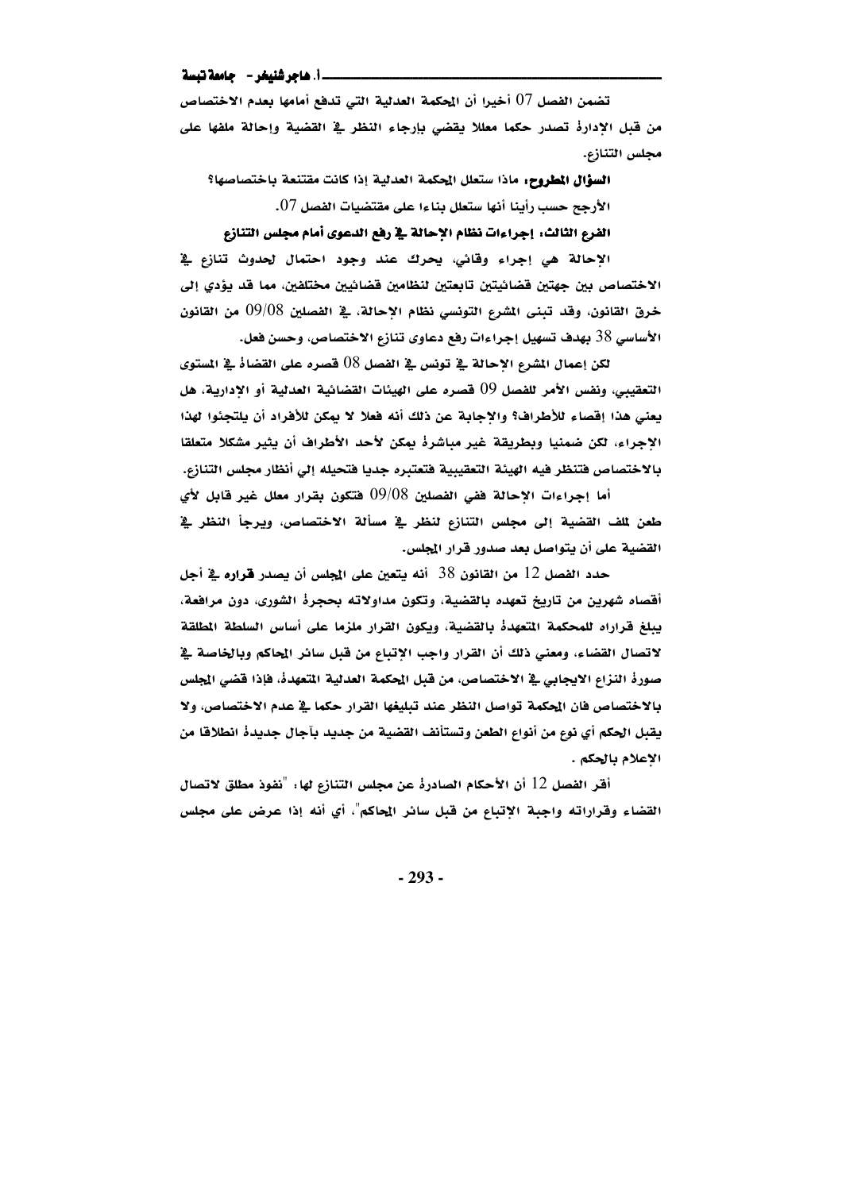تضمن الفصل 07 أخيرا أن المحكمة العدلية التي تدفع أمامها بعدم الاختصاص من قبل الإدارة تصدر حكما معللا يقضي بإرجاء النظر في القضية وإحالة ملفها على مجلس التنازع.

**السؤال المطروح:** ماذا ستعلل المحكمة العدلية إذا كانت مقتنعة باختصاصها؟

الأرجح حسب رأينا أنها ستعلل بناءا على مقتضيات الفصل 07.

**الفرع الثالث: إجراءات نظام الإحالة في رفع الدعوى أمام مجلس التنازع**

الإحالة هي إجراء وقائي، يحرك عند وجود احتمال لحدوث تنازع في الاختصاص بين جهتين قضائيتين تابعتين لنظامين قضائيين مختلفين، مما قد يؤدي إلى خرق القانون، وقد تبنى المشرع التونسي نظام الإحالة، في الفصلين 09/08 من القانون الأساسي 38 بهدف تسهيل إجراءات رفع دعاوى تنازع الاختصاص، وحسن فعل.

لكن إعمال المشرع الإحالة في تونس في الفصل 08 قصره على القضاة في المستوى التعقيبي، ونفس الأمر للفصل 09 قصره على الهيئات القضائية العدلية أو الإدارية، هل يعني هذا إقصاء للأطراف؟ والإجابة عن ذلك أنه فعلا لا يمكن للأفراد أن يلتجئوا لهذا الإجراء، لكن ضمنيا وبطريقة غير مباشرة يمكن لأحد الأطراف أن يثير مشكلا متعلقا بالاختصاص فتنظر فيه الهيئة التعقيبية فتعتبره جديا فتحيله إلي أنظار مجلس التنازع.

أما إجراءات الإحالة ففي الفصلين 09/08 فتكون بقرار معلل غير قابل لأي طعن لملف القضية إلى مجلس التنازع لنظر في مسألة الاختصاص، ويرجأ النظر في القضية على أن يتواصل بعد صدور قرار المجلس.

حدد الفصل 12 من القانون 38 أنه يتعين على المجلس أن يصدر قراره في أجل أقصاه شهرين من تاريخ تعهده بالقضية، وتكون مداولاته بحجرة الشورى، دون مرافعة، يبلغ قراراه للمحكمة المتعهدة بالقضية، ويكون القرار ملزما على أساس السلطة المطلقة لاتصال القضاء، ومعني ذلك أن القرار واجب الإتباع من قبل سائر المحاكم وبالخاصة في صورة النزاع الايجابي في الاختصاص، من قبل المحكمة العدلية المتعهدة، فإذا قضي المجلس بالاختصاص فان المحكمة تواصل النظر عند تبليغها القرار حكما في عدم الاختصاص، ولا يقبل الحكم أي نوع من أنواع الطعن وتستأنف القضية من جديد بآجال جديدة انطلاقا من الإعلام بالحكم .

أقر الفصل 12 أن الأحكام الصادرة عن مجلس التنازع لها: "نفوذ مطلق لاتصال القضاء وقراراته واجبة الإتباع من قبل سائر المحاكم"، أي أنه إذا عرض على مجلس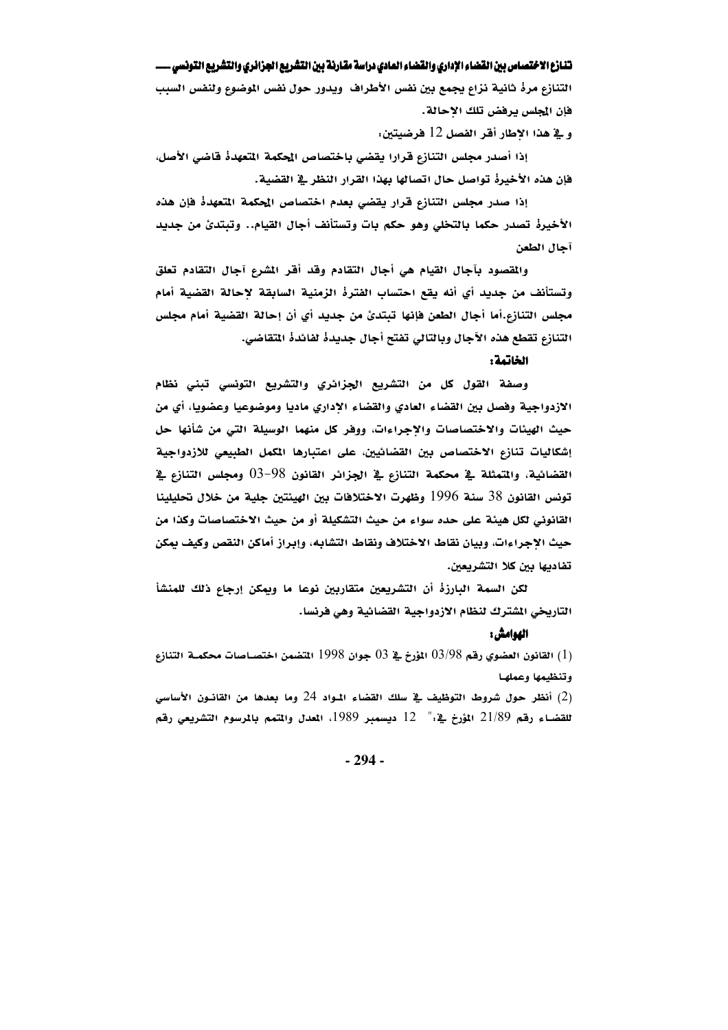التنازع مرة ثانية نزاع يجمع بين نفس الأطراف ويدور حول نفس الموضوع ولنفس السبب فإن المجلس يرفض تلك الإحالة.

و في هذا الإطار أقر الفصل 12 فرضيتين:

إذا أصدر مجلس التنازع قرارا يقضي باختصاص المحكمة المتعهدة قاضي الأصل، فإن هذه الأخيرة تواصل حال اتصالها بهذا القرار النظر في القضية.

إذا صدر مجلس التنازع قرار يقضي بعدم اختصاص المحكمة المتعهدة فإن هذه الأخيرة تصدر حكما بالتخلي وهو حكم بات وتستأنف أجال القيام.. وتبتدئ من جديد آجال الطعن

والمقصود بآجال القيام هي أجال التقادم وقد أقر المشرع آجال التقادم تعلق وتستأنف من جديد أي أنه يقع احتساب الفترة الزمنية السابقة لإحالة القضية أمام مجلس التنازع.أما أجال الطعن فإنها تبتدئ من جديد أي أن إحالة القضية أمام مجلس التنازع تقطع هذه الآجال وبالتالي تفتح أجال جديدة لفائدة المتقاضي.

## الخاتمة:

وصفة القول كل من التشريع الجزائري والتشريع التونسي تبني نظام الازدواجية وفصل بين القضاء العادي والقضاء الإداري ماديا وموضوعيا وعضويا، أي من حيث الهيئات والاختصاصات والإجراءات، ووفر كل منهما الوسيلة التي من شأنها حل إشكاليات تنازع الاختصاص بين القضائيين، على اعتبارها المكمل الطبيعي للازدواجية القضائية، والمتمثلة في محكمة التنازع في الجزائر القانون 98-03 ومجلس التنازع في تونس القانون 38 سنة 1996 وظهرت الاختلافات بين الهيئتين جلية من خلال تحليلينا القانوني لكل هيئة على حده سواء من حيث التشكيلة أو من حيث الاختصاصات وكذا من حيث الإجراءات، وبيان نقاط الاختلاف ونقاط التشابه، وإبراز أماكن النقص وكيف يمكن تفاديها بين كلا التشريعين.

لكن السمة البارزة أن التشريعين متقاربين نوعا ما ويمكن إرجاع ذلك للمنشأ التاريخي المشترك لنظام الازدواجية القضائية وهي فرنسا.

## الهوامش:

(1) القانون العضوي رقم 03/98 المؤرخ في 03 جوان 1998 المتضمن اختصاصات محكمة التنازع وتنظيمها وعملها

(2) أنظر حول شروط التوظيف في سلك القضاء المواد 24 وما بعدها من القانون الأساسي للقضاء رقم 21/89 المؤرخ في:" 12 ديسمبر 1989، المعدل والمتمم بالمرسوم التشريعي رقم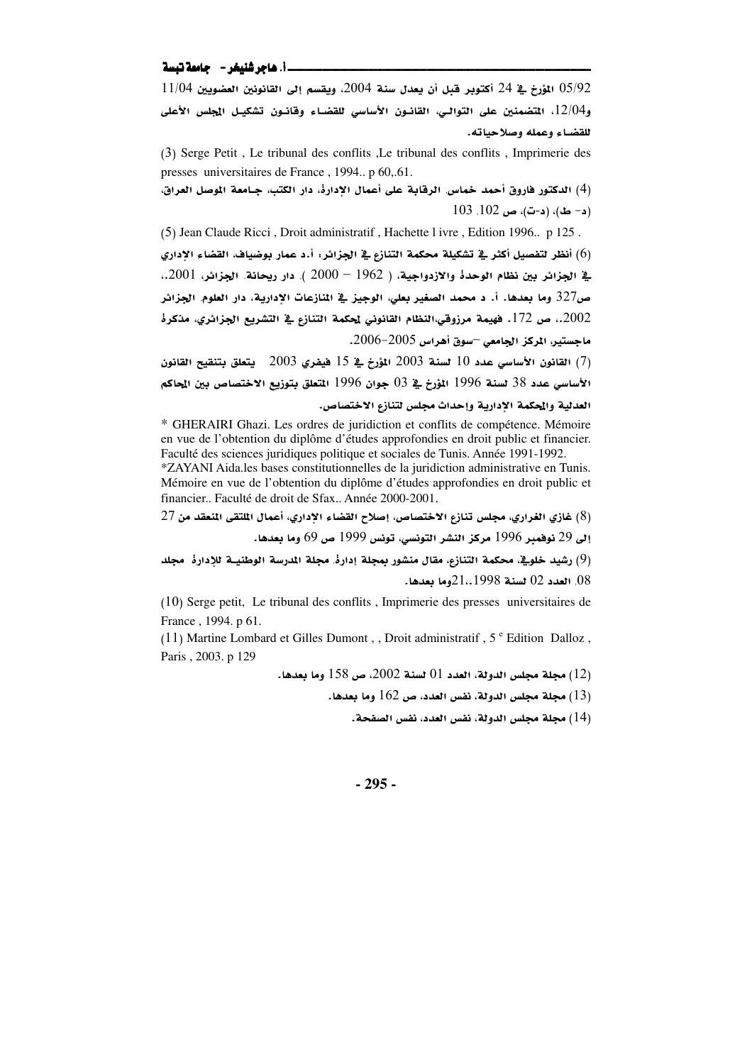05/92 المؤرخ في 24 أكتوبر قبل أن يعدل سنة 2004، ويقسم إلى القانونين العضويين 11/04 و12/04، المتضمنين على التوالي، القانون الأساسي للقضاء وقانون تشكيل المجلس الأعلى للقضاء وعمله وصلاحياته.

(3) Serge Petit , Le tribunal des conflits ,Le tribunal des conflits , Imprimerie des presses universitaires de France , 1994.. p 60,.61.

(4) الدكتور فاروق أحمد خماس. الرقابة على أعمال الإدارة، دار الكتب، جامعة الموصل العراق، (د- ط)، (د-ت)، ص 102. 103

(5) Jean Claude Ricci , Droit administratif , Hachette l ivre , Edition 1996.. p 125 .

(6) أنظر لتفصيل أكثر في تشكيلة محكمة التنازع في الجزائر: أ.د عمار بوضياف، القضاء الإداري في الجزائر بين نظام الوحدة والازدواجية، ( 1962 – 2000 ). دار ريحانة. الجزائر، 2001.، ص327 وما بعدها. أ. د محمد الصغير بعلي، الوجيز في المنازعات الإدارية، دار العلوم. الجزائر 2002.، ص 172. فهيمة مرزوقي،النظام القانوني لمحكمة التنازع في التشريع الجزائري، مذكرة ماجستير، المركز الجامعي –سوق أهراس 2005-2006.

(7) القانون الأساسي عدد 10 لسنة 2003 المؤرخ في 15 فيفري 2003 يتعلق بتنقيح القانون الأساسي عدد 38 لسنة 1996 المؤرخ في 03 جوان 1996 المتعلق بتوزيع الاختصاص بين المحاكم العدلية والمحكمة الإدارية وإحداث مجلس لتنازع الاختصاص.

* GHERAIRI Ghazi. Les ordres de juridiction et conflits de compétence. Mémoire en vue de l'obtention du diplôme d'études approfondies en droit public et financier. Faculté des sciences juridiques politique et sociales de Tunis. Année 1991-1992.

*ZAYANI Aida.les bases constitutionnelles de la juridiction administrative en Tunis. Mémoire en vue de l'obtention du diplôme d'études approfondies en droit public et financier.. Faculté de droit de Sfax.. Année 2000-2001.

(8) غازي الغراري، مجلس تنازع الاختصاص، إصلاح القضاء الإداري، أعمال الملتقى المنعقد من 27 إلى 29 نوفمبر 1996 مركز النشر التونسي، تونس 1999 ص 69 وما بعدها.

(9) رشيد خلوفي، محكمة التنازع، مقال منشور بمجلة إدارة. مجلة المدرسة الوطنية للإدارة مجلد 08. العدد 02 لسنة 1998.،21وما بعدها.

(10) Serge petit, Le tribunal des conflits , Imprimerie des presses universitaires de France , 1994. p 61.

(11) Martine Lombard et Gilles Dumont , , Droit administratif , 5 e Edition Dalloz , Paris , 2003. p 129

(12) مجلة مجلس الدولة، العدد 01 لسنة 2002، ص 158 وما بعدها.

(13) مجلة مجلس الدولة، نفس العدد، ص 162 وما بعدها.

(14) مجلة مجلس الدولة، نفس العدد، نفس الصفحة.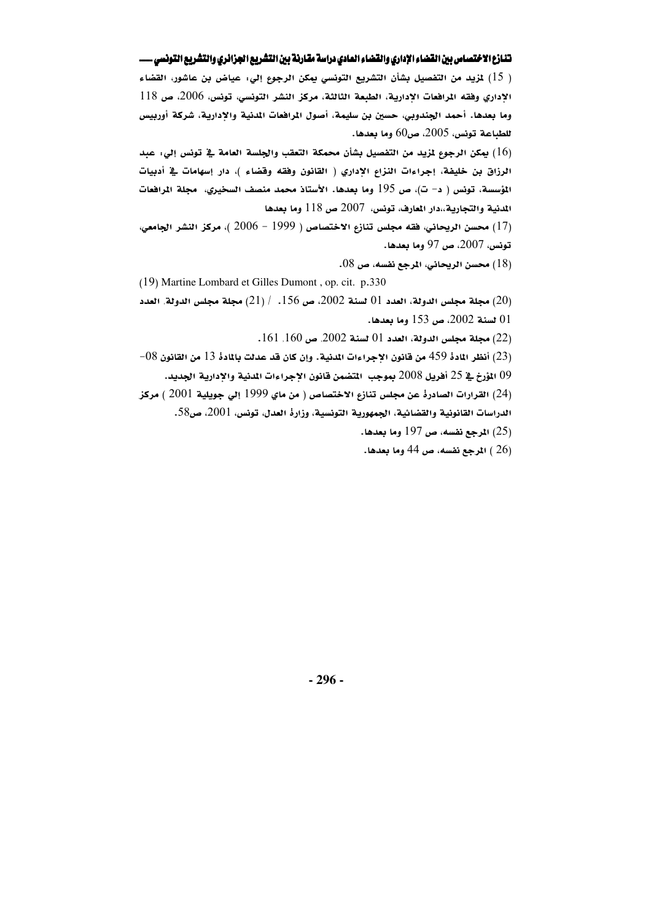( 15) لمزيد من التفصيل بشأن التشريع التونسي يمكن الرجوع إلى: عياض بن عاشور، القضاء الإداري وفقه المرافعات الإدارية، الطبعة الثالثة، مركز النشر التونسي، تونس، 2006، ص 118 وما بعدها. أحمد الجندوبي، حسين بن سليمة، أصول المرافعات المدنية والإدارية، شركة أوربيس للطباعة تونس، 2005، ص60 وما بعدها.

(16) يمكن الرجوع لمزيد من التفصيل بشأن محكمة التعقب والجلسة العامة في تونس إلى: عبد الرزاق بن خليفة، إجراءات النزاع الإداري ( القانون وفقه وقضاء )، دار إسهامات في أدبيات المؤسسة، تونس ( د- ت)، ص 195 وما بعدها. الأستاذ محمد منصف السخيري، مجلة المرافعات المدنية والتجارية،،دار المعارف، تونس، 2007 ص 118 وما بعدها

(17) محسن الريحاني، فقه مجلس تنازع الاختصاص ( 1999 - 2006 )، مركز النشر الجامعي، تونس، 2007، ص 97 وما بعدها.

(18) محسن الريحاني، المرجع نفسه، ص 08.

(19) Martine Lombard et Gilles Dumont , op. cit. p.330

(20) مجلة مجلس الدولة، العدد 01 لسنة 2002، ص 156. / (21) مجلة مجلس الدولة، العدد 01 لسنة 2002، ص 153 وما بعدها.

(22) مجلة مجلس الدولة، العدد 01 لسنة 2002، ص 160، 161.

(23) أنظر المادة 459 من قانون الإجراءات المدنية. وإن كان قد عدلت بالمادة 13 من القانون 08-09 المؤرخ في 25 أفريل 2008 بموجب المتضمن قانون الإجراءات المدنية والإدارية الجديد.

(24) القرارات الصادرة عن مجلس تنازع الاختصاص ( من ماي 1999 إلى جويلية 2001 ) مركز الدراسات القانونية والقضائية، الجمهورية التونسية، وزارة العدل، تونس، 2001، ص58.

(25) المرجع نفسه، ص 197 وما بعدها.

(26 ) المرجع نفسه، ص 44 وما بعدها.